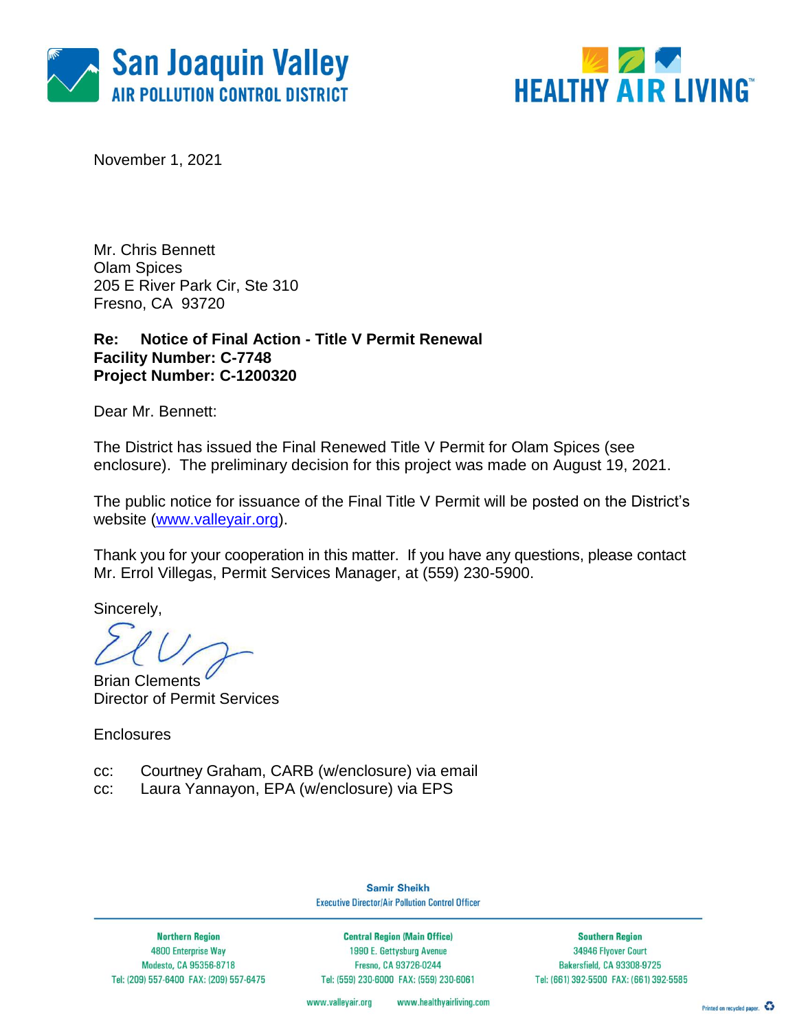San Joaquin Valley
AIR POLLUTION CONTROL DISTRICT

HEALTHY AIR LIVING™

November 1, 2021

Mr. Chris Bennett
Olam Spices
205 E River Park Cir, Ste 310
Fresno, CA 93720

**Re: Notice of Final Action - Title V Permit Renewal**
**Facility Number: C-7748**
**Project Number: C-1200320**

Dear Mr. Bennett:

The District has issued the Final Renewed Title V Permit for Olam Spices (see enclosure). The preliminary decision for this project was made on August 19, 2021.

The public notice for issuance of the Final Title V Permit will be posted on the District's website (www.valleyair.org).

Thank you for your cooperation in this matter. If you have any questions, please contact Mr. Errol Villegas, Permit Services Manager, at (559) 230-5900.

Sincerely,

Brian Clements
Director of Permit Services

Enclosures

cc: Courtney Graham, CARB (w/enclosure) via email
cc: Laura Yannayon, EPA (w/enclosure) via EPS

Samir Sheikh
Executive Director/Air Pollution Control Officer

| Northern Region | Central Region (Main Office) | Southern Region |
|---|---|---|
| 4800 Enterprise Way | 1990 E. Gettysburg Avenue | 34946 Flyover Court |
| Modesto, CA 95356-8718 | Fresno, CA 93726-0244 | Bakersfield, CA 93308-9725 |
| Tel: (209) 557-6400 FAX: (209) 557-6475 | Tel: (559) 230-6000 FAX: (559) 230-6061 | Tel: (661) 392-5500 FAX: (661) 392-5585 |

www.valleyair.org www.healthyairliving.com

Printed on recycled paper.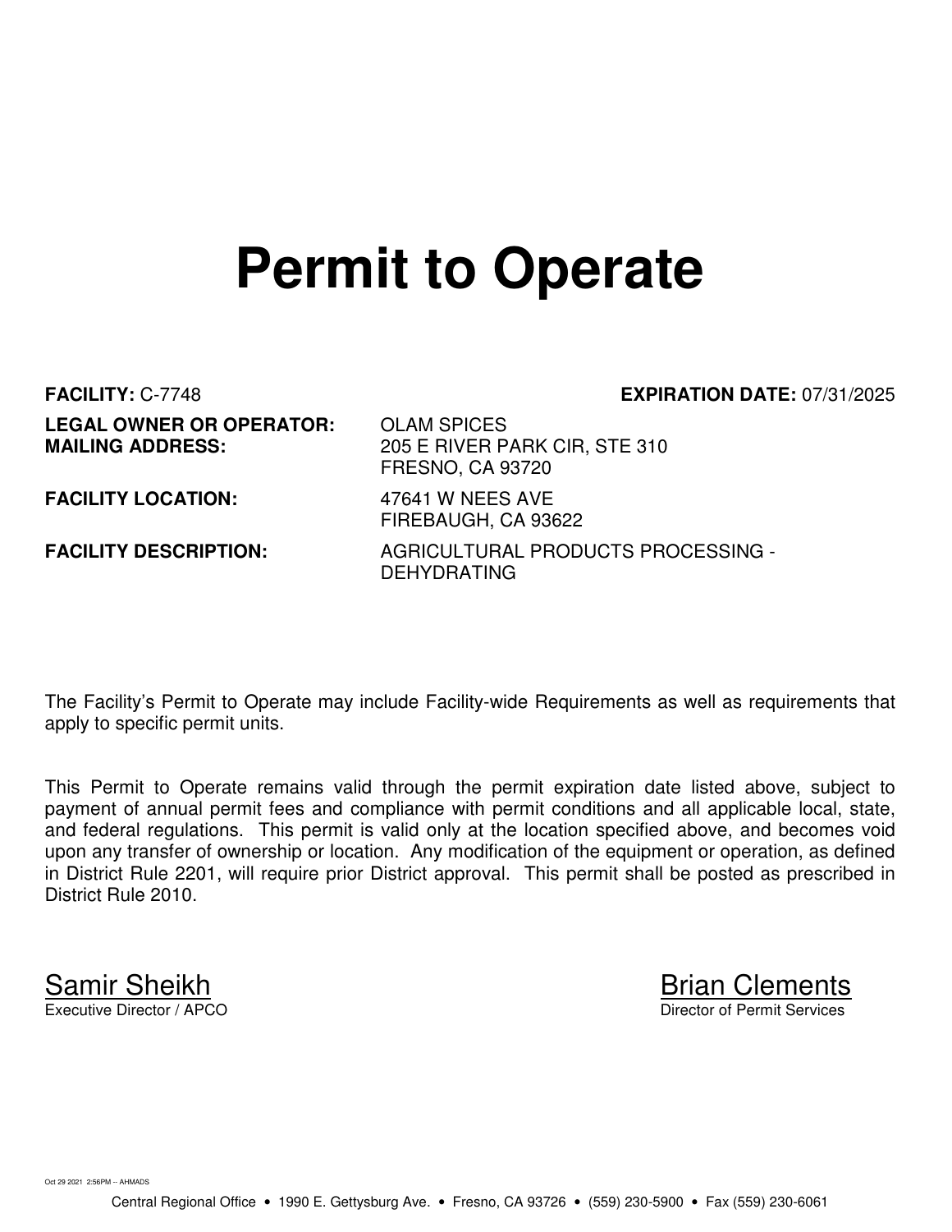# Permit to Operate

**FACILITY:** C-7748 **EXPIRATION DATE:** 07/31/2025

**LEGAL OWNER OR OPERATOR:** OLAM SPICES

**MAILING ADDRESS:** 205 E RIVER PARK CIR, STE 310
FRESNO, CA 93720

**FACILITY LOCATION:** 47641 W NEES AVE
FIREBAUGH, CA 93622

**FACILITY DESCRIPTION:** AGRICULTURAL PRODUCTS PROCESSING - DEHYDRATING

The Facility's Permit to Operate may include Facility-wide Requirements as well as requirements that apply to specific permit units.

This Permit to Operate remains valid through the permit expiration date listed above, subject to payment of annual permit fees and compliance with permit conditions and all applicable local, state, and federal regulations. This permit is valid only at the location specified above, and becomes void upon any transfer of ownership or location. Any modification of the equipment or operation, as defined in District Rule 2201, will require prior District approval. This permit shall be posted as prescribed in District Rule 2010.

Samir Sheikh
Executive Director / APCO

Brian Clements
Director of Permit Services

Oct 29 2021 2:56PM -- AHMADS

Central Regional Office • 1990 E. Gettysburg Ave. • Fresno, CA 93726 • (559) 230-5900 • Fax (559) 230-6061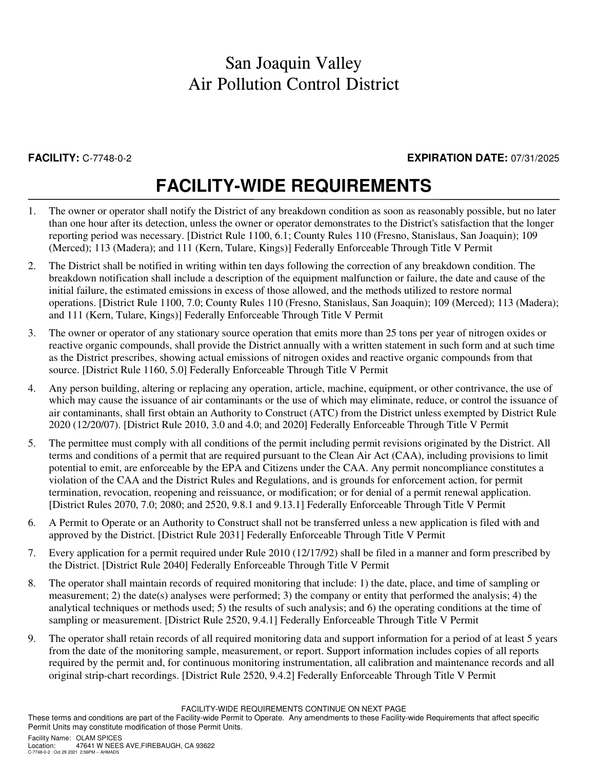# San Joaquin Valley
# Air Pollution Control District

**FACILITY:** C-7748-0-2 **EXPIRATION DATE:** 07/31/2025

## FACILITY-WIDE REQUIREMENTS

1. The owner or operator shall notify the District of any breakdown condition as soon as reasonably possible, but no later than one hour after its detection, unless the owner or operator demonstrates to the District's satisfaction that the longer reporting period was necessary. [District Rule 1100, 6.1; County Rules 110 (Fresno, Stanislaus, San Joaquin); 109 (Merced); 113 (Madera); and 111 (Kern, Tulare, Kings)] Federally Enforceable Through Title V Permit

2. The District shall be notified in writing within ten days following the correction of any breakdown condition. The breakdown notification shall include a description of the equipment malfunction or failure, the date and cause of the initial failure, the estimated emissions in excess of those allowed, and the methods utilized to restore normal operations. [District Rule 1100, 7.0; County Rules 110 (Fresno, Stanislaus, San Joaquin); 109 (Merced); 113 (Madera); and 111 (Kern, Tulare, Kings)] Federally Enforceable Through Title V Permit

3. The owner or operator of any stationary source operation that emits more than 25 tons per year of nitrogen oxides or reactive organic compounds, shall provide the District annually with a written statement in such form and at such time as the District prescribes, showing actual emissions of nitrogen oxides and reactive organic compounds from that source. [District Rule 1160, 5.0] Federally Enforceable Through Title V Permit

4. Any person building, altering or replacing any operation, article, machine, equipment, or other contrivance, the use of which may cause the issuance of air contaminants or the use of which may eliminate, reduce, or control the issuance of air contaminants, shall first obtain an Authority to Construct (ATC) from the District unless exempted by District Rule 2020 (12/20/07). [District Rule 2010, 3.0 and 4.0; and 2020] Federally Enforceable Through Title V Permit

5. The permittee must comply with all conditions of the permit including permit revisions originated by the District. All terms and conditions of a permit that are required pursuant to the Clean Air Act (CAA), including provisions to limit potential to emit, are enforceable by the EPA and Citizens under the CAA. Any permit noncompliance constitutes a violation of the CAA and the District Rules and Regulations, and is grounds for enforcement action, for permit termination, revocation, reopening and reissuance, or modification; or for denial of a permit renewal application. [District Rules 2070, 7.0; 2080; and 2520, 9.8.1 and 9.13.1] Federally Enforceable Through Title V Permit

6. A Permit to Operate or an Authority to Construct shall not be transferred unless a new application is filed with and approved by the District. [District Rule 2031] Federally Enforceable Through Title V Permit

7. Every application for a permit required under Rule 2010 (12/17/92) shall be filed in a manner and form prescribed by the District. [District Rule 2040] Federally Enforceable Through Title V Permit

8. The operator shall maintain records of required monitoring that include: 1) the date, place, and time of sampling or measurement; 2) the date(s) analyses were performed; 3) the company or entity that performed the analysis; 4) the analytical techniques or methods used; 5) the results of such analysis; and 6) the operating conditions at the time of sampling or measurement. [District Rule 2520, 9.4.1] Federally Enforceable Through Title V Permit

9. The operator shall retain records of all required monitoring data and support information for a period of at least 5 years from the date of the monitoring sample, measurement, or report. Support information includes copies of all reports required by the permit and, for continuous monitoring instrumentation, all calibration and maintenance records and all original strip-chart recordings. [District Rule 2520, 9.4.2] Federally Enforceable Through Title V Permit

FACILITY-WIDE REQUIREMENTS CONTINUE ON NEXT PAGE

These terms and conditions are part of the Facility-wide Permit to Operate. Any amendments to these Facility-wide Requirements that affect specific Permit Units may constitute modification of those Permit Units.

Facility Name: OLAM SPICES
Location: 47641 W NEES AVE,FIREBAUGH, CA 93622
C-7748-0-2 : Oct 29 2021 2:56PM -- AHMADS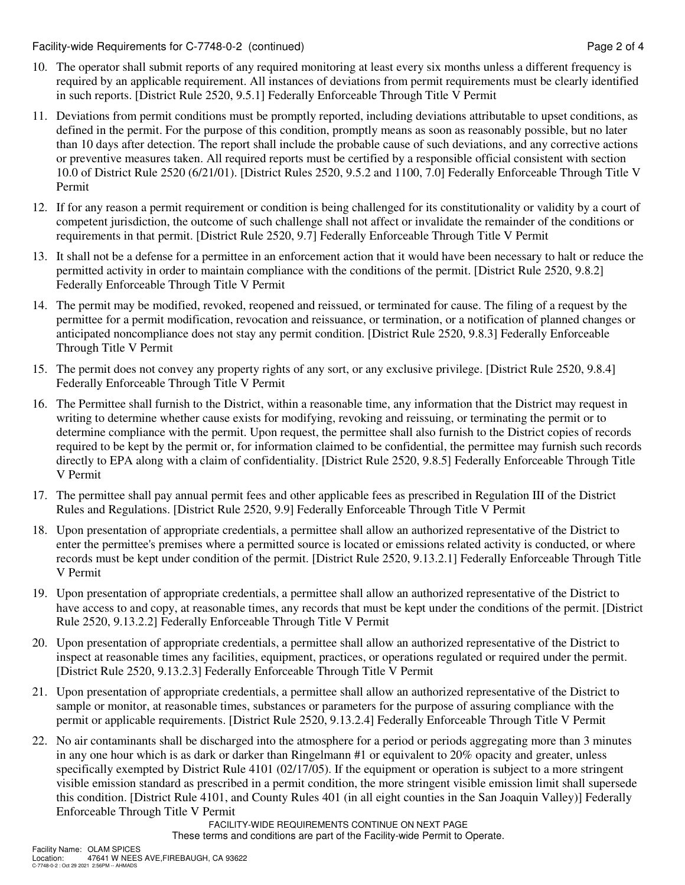10. The operator shall submit reports of any required monitoring at least every six months unless a different frequency is required by an applicable requirement. All instances of deviations from permit requirements must be clearly identified in such reports. [District Rule 2520, 9.5.1] Federally Enforceable Through Title V Permit

11. Deviations from permit conditions must be promptly reported, including deviations attributable to upset conditions, as defined in the permit. For the purpose of this condition, promptly means as soon as reasonably possible, but no later than 10 days after detection. The report shall include the probable cause of such deviations, and any corrective actions or preventive measures taken. All required reports must be certified by a responsible official consistent with section 10.0 of District Rule 2520 (6/21/01). [District Rules 2520, 9.5.2 and 1100, 7.0] Federally Enforceable Through Title V Permit

12. If for any reason a permit requirement or condition is being challenged for its constitutionality or validity by a court of competent jurisdiction, the outcome of such challenge shall not affect or invalidate the remainder of the conditions or requirements in that permit. [District Rule 2520, 9.7] Federally Enforceable Through Title V Permit

13. It shall not be a defense for a permittee in an enforcement action that it would have been necessary to halt or reduce the permitted activity in order to maintain compliance with the conditions of the permit. [District Rule 2520, 9.8.2] Federally Enforceable Through Title V Permit

14. The permit may be modified, revoked, reopened and reissued, or terminated for cause. The filing of a request by the permittee for a permit modification, revocation and reissuance, or termination, or a notification of planned changes or anticipated noncompliance does not stay any permit condition. [District Rule 2520, 9.8.3] Federally Enforceable Through Title V Permit

15. The permit does not convey any property rights of any sort, or any exclusive privilege. [District Rule 2520, 9.8.4] Federally Enforceable Through Title V Permit

16. The Permittee shall furnish to the District, within a reasonable time, any information that the District may request in writing to determine whether cause exists for modifying, revoking and reissuing, or terminating the permit or to determine compliance with the permit. Upon request, the permittee shall also furnish to the District copies of records required to be kept by the permit or, for information claimed to be confidential, the permittee may furnish such records directly to EPA along with a claim of confidentiality. [District Rule 2520, 9.8.5] Federally Enforceable Through Title V Permit

17. The permittee shall pay annual permit fees and other applicable fees as prescribed in Regulation III of the District Rules and Regulations. [District Rule 2520, 9.9] Federally Enforceable Through Title V Permit

18. Upon presentation of appropriate credentials, a permittee shall allow an authorized representative of the District to enter the permittee's premises where a permitted source is located or emissions related activity is conducted, or where records must be kept under condition of the permit. [District Rule 2520, 9.13.2.1] Federally Enforceable Through Title V Permit

19. Upon presentation of appropriate credentials, a permittee shall allow an authorized representative of the District to have access to and copy, at reasonable times, any records that must be kept under the conditions of the permit. [District Rule 2520, 9.13.2.2] Federally Enforceable Through Title V Permit

20. Upon presentation of appropriate credentials, a permittee shall allow an authorized representative of the District to inspect at reasonable times any facilities, equipment, practices, or operations regulated or required under the permit. [District Rule 2520, 9.13.2.3] Federally Enforceable Through Title V Permit

21. Upon presentation of appropriate credentials, a permittee shall allow an authorized representative of the District to sample or monitor, at reasonable times, substances or parameters for the purpose of assuring compliance with the permit or applicable requirements. [District Rule 2520, 9.13.2.4] Federally Enforceable Through Title V Permit

22. No air contaminants shall be discharged into the atmosphere for a period or periods aggregating more than 3 minutes in any one hour which is as dark or darker than Ringelmann #1 or equivalent to 20% opacity and greater, unless specifically exempted by District Rule 4101 (02/17/05). If the equipment or operation is subject to a more stringent visible emission standard as prescribed in a permit condition, the more stringent visible emission limit shall supersede this condition. [District Rule 4101, and County Rules 401 (in all eight counties in the San Joaquin Valley)] Federally Enforceable Through Title V Permit

FACILITY-WIDE REQUIREMENTS CONTINUE ON NEXT PAGE

These terms and conditions are part of the Facility-wide Permit to Operate.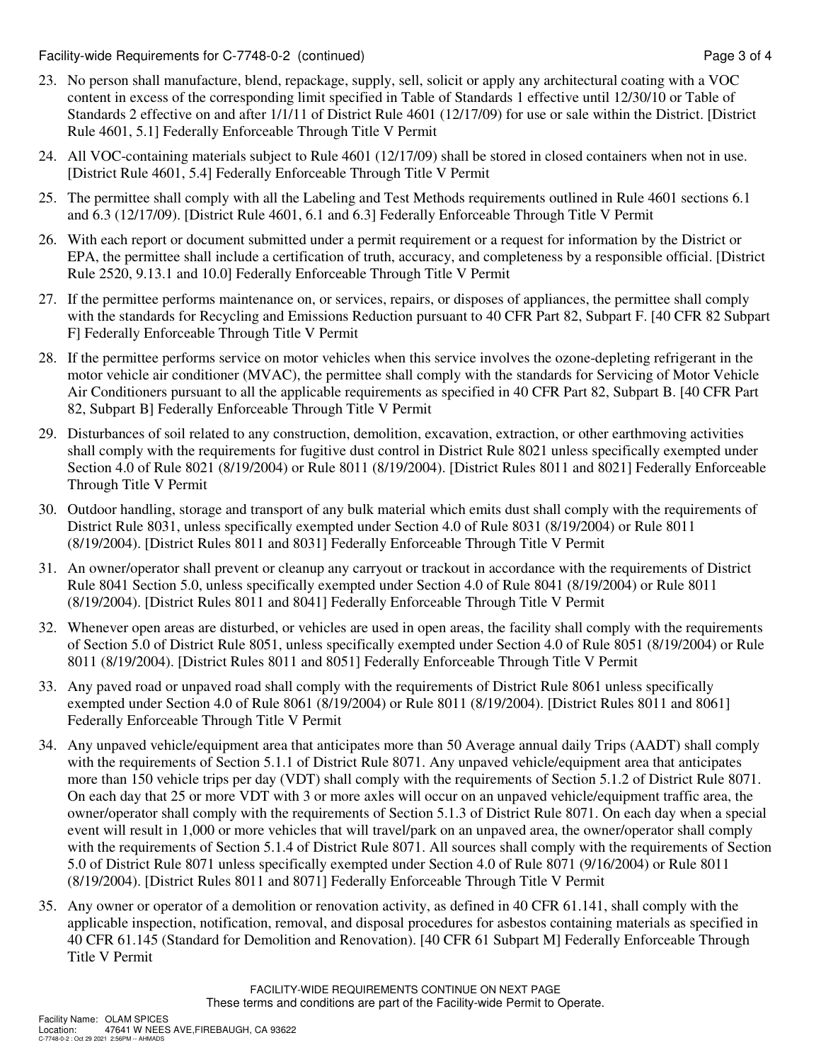23. No person shall manufacture, blend, repackage, supply, sell, solicit or apply any architectural coating with a VOC content in excess of the corresponding limit specified in Table of Standards 1 effective until 12/30/10 or Table of Standards 2 effective on and after 1/1/11 of District Rule 4601 (12/17/09) for use or sale within the District. [District Rule 4601, 5.1] Federally Enforceable Through Title V Permit

24. All VOC-containing materials subject to Rule 4601 (12/17/09) shall be stored in closed containers when not in use. [District Rule 4601, 5.4] Federally Enforceable Through Title V Permit

25. The permittee shall comply with all the Labeling and Test Methods requirements outlined in Rule 4601 sections 6.1 and 6.3 (12/17/09). [District Rule 4601, 6.1 and 6.3] Federally Enforceable Through Title V Permit

26. With each report or document submitted under a permit requirement or a request for information by the District or EPA, the permittee shall include a certification of truth, accuracy, and completeness by a responsible official. [District Rule 2520, 9.13.1 and 10.0] Federally Enforceable Through Title V Permit

27. If the permittee performs maintenance on, or services, repairs, or disposes of appliances, the permittee shall comply with the standards for Recycling and Emissions Reduction pursuant to 40 CFR Part 82, Subpart F. [40 CFR 82 Subpart F] Federally Enforceable Through Title V Permit

28. If the permittee performs service on motor vehicles when this service involves the ozone-depleting refrigerant in the motor vehicle air conditioner (MVAC), the permittee shall comply with the standards for Servicing of Motor Vehicle Air Conditioners pursuant to all the applicable requirements as specified in 40 CFR Part 82, Subpart B. [40 CFR Part 82, Subpart B] Federally Enforceable Through Title V Permit

29. Disturbances of soil related to any construction, demolition, excavation, extraction, or other earthmoving activities shall comply with the requirements for fugitive dust control in District Rule 8021 unless specifically exempted under Section 4.0 of Rule 8021 (8/19/2004) or Rule 8011 (8/19/2004). [District Rules 8011 and 8021] Federally Enforceable Through Title V Permit

30. Outdoor handling, storage and transport of any bulk material which emits dust shall comply with the requirements of District Rule 8031, unless specifically exempted under Section 4.0 of Rule 8031 (8/19/2004) or Rule 8011 (8/19/2004). [District Rules 8011 and 8031] Federally Enforceable Through Title V Permit

31. An owner/operator shall prevent or cleanup any carryout or trackout in accordance with the requirements of District Rule 8041 Section 5.0, unless specifically exempted under Section 4.0 of Rule 8041 (8/19/2004) or Rule 8011 (8/19/2004). [District Rules 8011 and 8041] Federally Enforceable Through Title V Permit

32. Whenever open areas are disturbed, or vehicles are used in open areas, the facility shall comply with the requirements of Section 5.0 of District Rule 8051, unless specifically exempted under Section 4.0 of Rule 8051 (8/19/2004) or Rule 8011 (8/19/2004). [District Rules 8011 and 8051] Federally Enforceable Through Title V Permit

33. Any paved road or unpaved road shall comply with the requirements of District Rule 8061 unless specifically exempted under Section 4.0 of Rule 8061 (8/19/2004) or Rule 8011 (8/19/2004). [District Rules 8011 and 8061] Federally Enforceable Through Title V Permit

34. Any unpaved vehicle/equipment area that anticipates more than 50 Average annual daily Trips (AADT) shall comply with the requirements of Section 5.1.1 of District Rule 8071. Any unpaved vehicle/equipment area that anticipates more than 150 vehicle trips per day (VDT) shall comply with the requirements of Section 5.1.2 of District Rule 8071. On each day that 25 or more VDT with 3 or more axles will occur on an unpaved vehicle/equipment traffic area, the owner/operator shall comply with the requirements of Section 5.1.3 of District Rule 8071. On each day when a special event will result in 1,000 or more vehicles that will travel/park on an unpaved area, the owner/operator shall comply with the requirements of Section 5.1.4 of District Rule 8071. All sources shall comply with the requirements of Section 5.0 of District Rule 8071 unless specifically exempted under Section 4.0 of Rule 8071 (9/16/2004) or Rule 8011 (8/19/2004). [District Rules 8011 and 8071] Federally Enforceable Through Title V Permit

35. Any owner or operator of a demolition or renovation activity, as defined in 40 CFR 61.141, shall comply with the applicable inspection, notification, removal, and disposal procedures for asbestos containing materials as specified in 40 CFR 61.145 (Standard for Demolition and Renovation). [40 CFR 61 Subpart M] Federally Enforceable Through Title V Permit

FACILITY-WIDE REQUIREMENTS CONTINUE ON NEXT PAGE
These terms and conditions are part of the Facility-wide Permit to Operate.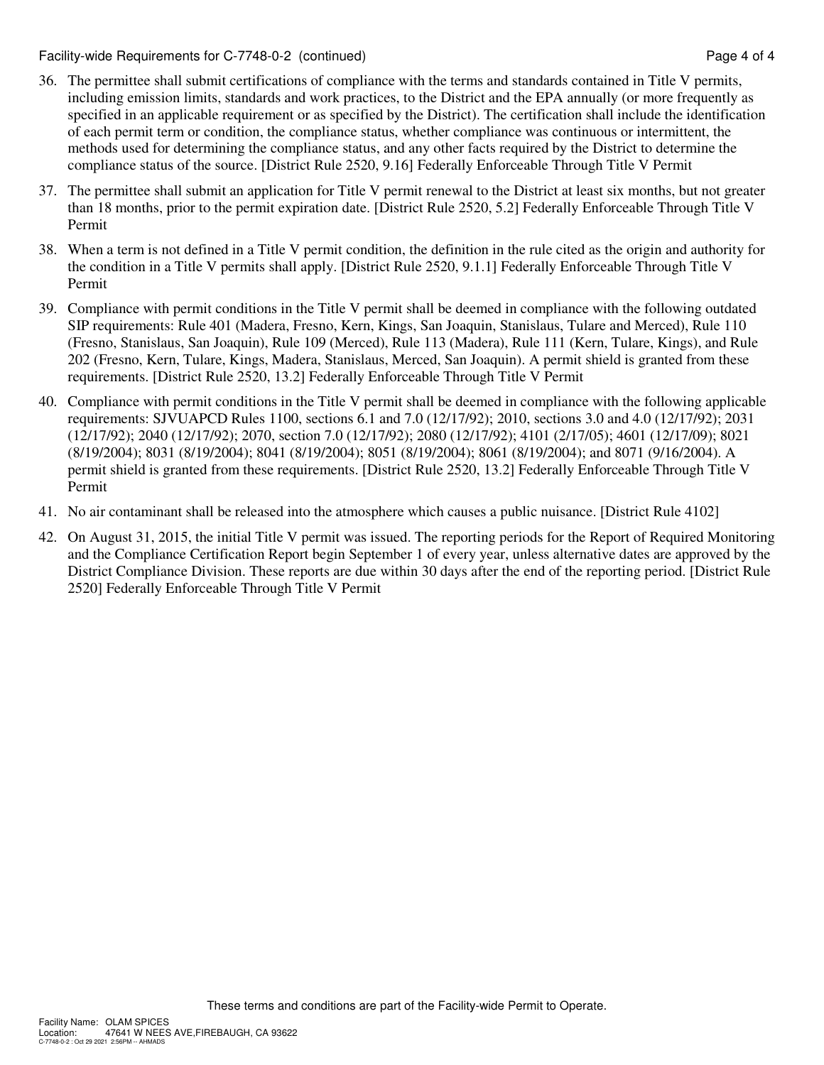36. The permittee shall submit certifications of compliance with the terms and standards contained in Title V permits, including emission limits, standards and work practices, to the District and the EPA annually (or more frequently as specified in an applicable requirement or as specified by the District). The certification shall include the identification of each permit term or condition, the compliance status, whether compliance was continuous or intermittent, the methods used for determining the compliance status, and any other facts required by the District to determine the compliance status of the source. [District Rule 2520, 9.16] Federally Enforceable Through Title V Permit

37. The permittee shall submit an application for Title V permit renewal to the District at least six months, but not greater than 18 months, prior to the permit expiration date. [District Rule 2520, 5.2] Federally Enforceable Through Title V Permit

38. When a term is not defined in a Title V permit condition, the definition in the rule cited as the origin and authority for the condition in a Title V permits shall apply. [District Rule 2520, 9.1.1] Federally Enforceable Through Title V Permit

39. Compliance with permit conditions in the Title V permit shall be deemed in compliance with the following outdated SIP requirements: Rule 401 (Madera, Fresno, Kern, Kings, San Joaquin, Stanislaus, Tulare and Merced), Rule 110 (Fresno, Stanislaus, San Joaquin), Rule 109 (Merced), Rule 113 (Madera), Rule 111 (Kern, Tulare, Kings), and Rule 202 (Fresno, Kern, Tulare, Kings, Madera, Stanislaus, Merced, San Joaquin). A permit shield is granted from these requirements. [District Rule 2520, 13.2] Federally Enforceable Through Title V Permit

40. Compliance with permit conditions in the Title V permit shall be deemed in compliance with the following applicable requirements: SJVUAPCD Rules 1100, sections 6.1 and 7.0 (12/17/92); 2010, sections 3.0 and 4.0 (12/17/92); 2031 (12/17/92); 2040 (12/17/92); 2070, section 7.0 (12/17/92); 2080 (12/17/92); 4101 (2/17/05); 4601 (12/17/09); 8021 (8/19/2004); 8031 (8/19/2004); 8041 (8/19/2004); 8051 (8/19/2004); 8061 (8/19/2004); and 8071 (9/16/2004). A permit shield is granted from these requirements. [District Rule 2520, 13.2] Federally Enforceable Through Title V Permit

41. No air contaminant shall be released into the atmosphere which causes a public nuisance. [District Rule 4102]

42. On August 31, 2015, the initial Title V permit was issued. The reporting periods for the Report of Required Monitoring and the Compliance Certification Report begin September 1 of every year, unless alternative dates are approved by the District Compliance Division. These reports are due within 30 days after the end of the reporting period. [District Rule 2520] Federally Enforceable Through Title V Permit

These terms and conditions are part of the Facility-wide Permit to Operate.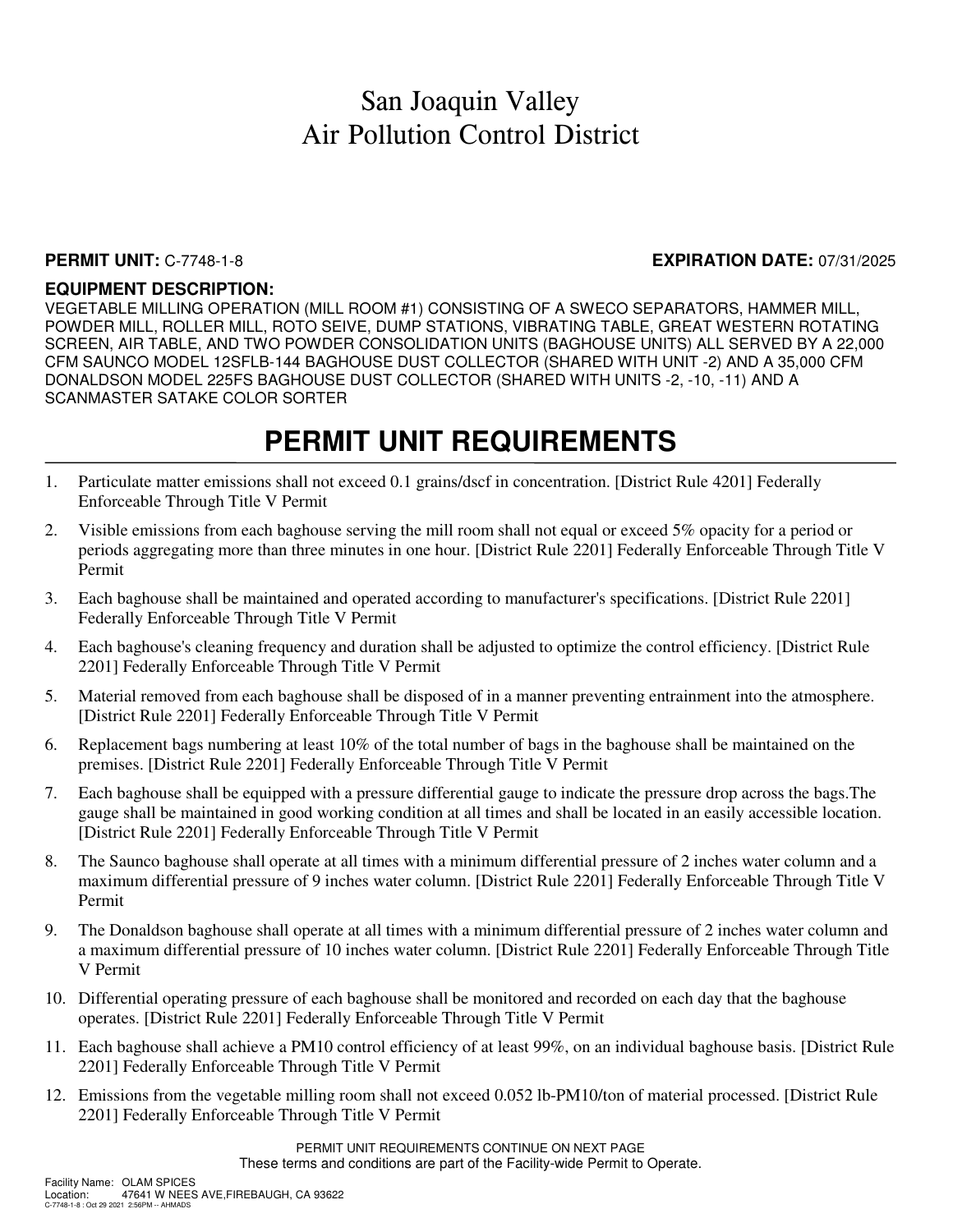# San Joaquin Valley
# Air Pollution Control District

**PERMIT UNIT:** C-7748-1-8 **EXPIRATION DATE:** 07/31/2025

**EQUIPMENT DESCRIPTION:**

VEGETABLE MILLING OPERATION (MILL ROOM #1) CONSISTING OF A SWECO SEPARATORS, HAMMER MILL, POWDER MILL, ROLLER MILL, ROTO SEIVE, DUMP STATIONS, VIBRATING TABLE, GREAT WESTERN ROTATING SCREEN, AIR TABLE, AND TWO POWDER CONSOLIDATION UNITS (BAGHOUSE UNITS) ALL SERVED BY A 22,000 CFM SAUNCO MODEL 12SFLB-144 BAGHOUSE DUST COLLECTOR (SHARED WITH UNIT -2) AND A 35,000 CFM DONALDSON MODEL 225FS BAGHOUSE DUST COLLECTOR (SHARED WITH UNITS -2, -10, -11) AND A SCANMASTER SATAKE COLOR SORTER

## PERMIT UNIT REQUIREMENTS

1. Particulate matter emissions shall not exceed 0.1 grains/dscf in concentration. [District Rule 4201] Federally Enforceable Through Title V Permit
2. Visible emissions from each baghouse serving the mill room shall not equal or exceed 5% opacity for a period or periods aggregating more than three minutes in one hour. [District Rule 2201] Federally Enforceable Through Title V Permit
3. Each baghouse shall be maintained and operated according to manufacturer's specifications. [District Rule 2201] Federally Enforceable Through Title V Permit
4. Each baghouse's cleaning frequency and duration shall be adjusted to optimize the control efficiency. [District Rule 2201] Federally Enforceable Through Title V Permit
5. Material removed from each baghouse shall be disposed of in a manner preventing entrainment into the atmosphere. [District Rule 2201] Federally Enforceable Through Title V Permit
6. Replacement bags numbering at least 10% of the total number of bags in the baghouse shall be maintained on the premises. [District Rule 2201] Federally Enforceable Through Title V Permit
7. Each baghouse shall be equipped with a pressure differential gauge to indicate the pressure drop across the bags.The gauge shall be maintained in good working condition at all times and shall be located in an easily accessible location. [District Rule 2201] Federally Enforceable Through Title V Permit
8. The Saunco baghouse shall operate at all times with a minimum differential pressure of 2 inches water column and a maximum differential pressure of 9 inches water column. [District Rule 2201] Federally Enforceable Through Title V Permit
9. The Donaldson baghouse shall operate at all times with a minimum differential pressure of 2 inches water column and a maximum differential pressure of 10 inches water column. [District Rule 2201] Federally Enforceable Through Title V Permit
10. Differential operating pressure of each baghouse shall be monitored and recorded on each day that the baghouse operates. [District Rule 2201] Federally Enforceable Through Title V Permit
11. Each baghouse shall achieve a PM10 control efficiency of at least 99%, on an individual baghouse basis. [District Rule 2201] Federally Enforceable Through Title V Permit
12. Emissions from the vegetable milling room shall not exceed 0.052 lb-PM10/ton of material processed. [District Rule 2201] Federally Enforceable Through Title V Permit

PERMIT UNIT REQUIREMENTS CONTINUE ON NEXT PAGE

These terms and conditions are part of the Facility-wide Permit to Operate.

Facility Name: OLAM SPICES
Location: 47641 W NEES AVE,FIREBAUGH, CA 93622
C-7748-1-8 : Oct 29 2021 2:56PM -- AHMADS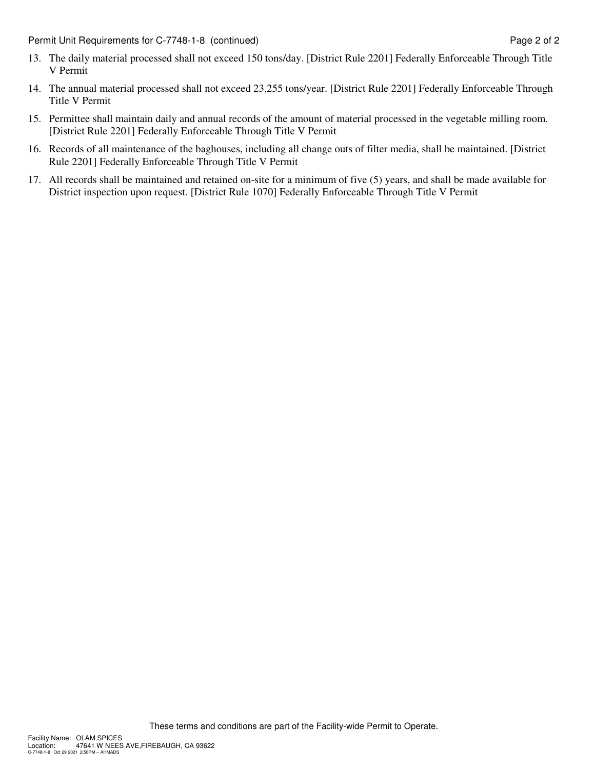13. The daily material processed shall not exceed 150 tons/day. [District Rule 2201] Federally Enforceable Through Title V Permit
14. The annual material processed shall not exceed 23,255 tons/year. [District Rule 2201] Federally Enforceable Through Title V Permit
15. Permittee shall maintain daily and annual records of the amount of material processed in the vegetable milling room. [District Rule 2201] Federally Enforceable Through Title V Permit
16. Records of all maintenance of the baghouses, including all change outs of filter media, shall be maintained. [District Rule 2201] Federally Enforceable Through Title V Permit
17. All records shall be maintained and retained on-site for a minimum of five (5) years, and shall be made available for District inspection upon request. [District Rule 1070] Federally Enforceable Through Title V Permit

These terms and conditions are part of the Facility-wide Permit to Operate.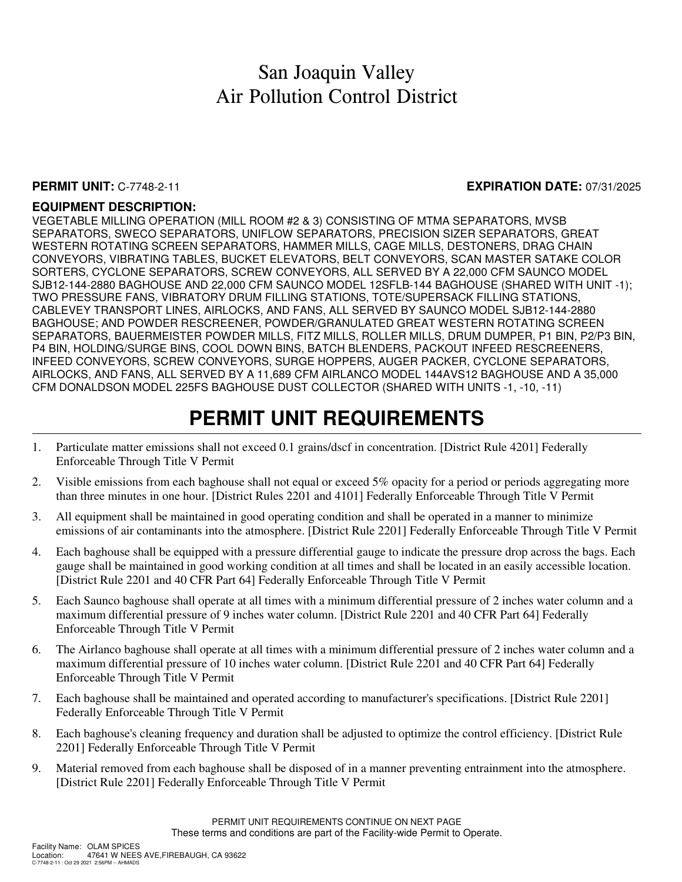# San Joaquin Valley
# Air Pollution Control District

**PERMIT UNIT:** C-7748-2-11 **EXPIRATION DATE:** 07/31/2025

**EQUIPMENT DESCRIPTION:**

VEGETABLE MILLING OPERATION (MILL ROOM #2 & 3) CONSISTING OF MTMA SEPARATORS, MVSB SEPARATORS, SWECO SEPARATORS, UNIFLOW SEPARATORS, PRECISION SIZER SEPARATORS, GREAT WESTERN ROTATING SCREEN SEPARATORS, HAMMER MILLS, CAGE MILLS, DESTONERS, DRAG CHAIN CONVEYORS, VIBRATING TABLES, BUCKET ELEVATORS, BELT CONVEYORS, SCAN MASTER SATAKE COLOR SORTERS, CYCLONE SEPARATORS, SCREW CONVEYORS, ALL SERVED BY A 22,000 CFM SAUNCO MODEL SJB12-144-2880 BAGHOUSE AND 22,000 CFM SAUNCO MODEL 12SFLB-144 BAGHOUSE (SHARED WITH UNIT -1); TWO PRESSURE FANS, VIBRATORY DRUM FILLING STATIONS, TOTE/SUPERSACK FILLING STATIONS, CABLEVEY TRANSPORT LINES, AIRLOCKS, AND FANS, ALL SERVED BY SAUNCO MODEL SJB12-144-2880 BAGHOUSE; AND POWDER RESCREENER, POWDER/GRANULATED GREAT WESTERN ROTATING SCREEN SEPARATORS, BAUERMEISTER POWDER MILLS, FITZ MILLS, ROLLER MILLS, DRUM DUMPER, P1 BIN, P2/P3 BIN, P4 BIN, HOLDING/SURGE BINS, COOL DOWN BINS, BATCH BLENDERS, PACKOUT INFEED RESCREENERS, INFEED CONVEYORS, SCREW CONVEYORS, SURGE HOPPERS, AUGER PACKER, CYCLONE SEPARATORS, AIRLOCKS, AND FANS, ALL SERVED BY A 11,689 CFM AIRLANCO MODEL 144AVS12 BAGHOUSE AND A 35,000 CFM DONALDSON MODEL 225FS BAGHOUSE DUST COLLECTOR (SHARED WITH UNITS -1, -10, -11)

## PERMIT UNIT REQUIREMENTS

1. Particulate matter emissions shall not exceed 0.1 grains/dscf in concentration. [District Rule 4201] Federally Enforceable Through Title V Permit
2. Visible emissions from each baghouse shall not equal or exceed 5% opacity for a period or periods aggregating more than three minutes in one hour. [District Rules 2201 and 4101] Federally Enforceable Through Title V Permit
3. All equipment shall be maintained in good operating condition and shall be operated in a manner to minimize emissions of air contaminants into the atmosphere. [District Rule 2201] Federally Enforceable Through Title V Permit
4. Each baghouse shall be equipped with a pressure differential gauge to indicate the pressure drop across the bags. Each gauge shall be maintained in good working condition at all times and shall be located in an easily accessible location. [District Rule 2201 and 40 CFR Part 64] Federally Enforceable Through Title V Permit
5. Each Saunco baghouse shall operate at all times with a minimum differential pressure of 2 inches water column and a maximum differential pressure of 9 inches water column. [District Rule 2201 and 40 CFR Part 64] Federally Enforceable Through Title V Permit
6. The Airlanco baghouse shall operate at all times with a minimum differential pressure of 2 inches water column and a maximum differential pressure of 10 inches water column. [District Rule 2201 and 40 CFR Part 64] Federally Enforceable Through Title V Permit
7. Each baghouse shall be maintained and operated according to manufacturer's specifications. [District Rule 2201] Federally Enforceable Through Title V Permit
8. Each baghouse's cleaning frequency and duration shall be adjusted to optimize the control efficiency. [District Rule 2201] Federally Enforceable Through Title V Permit
9. Material removed from each baghouse shall be disposed of in a manner preventing entrainment into the atmosphere. [District Rule 2201] Federally Enforceable Through Title V Permit

PERMIT UNIT REQUIREMENTS CONTINUE ON NEXT PAGE

These terms and conditions are part of the Facility-wide Permit to Operate.

Facility Name: OLAM SPICES
Location: 47641 W NEES AVE,FIREBAUGH, CA 93622
C-7748-2-11 : Oct 29 2021 2:56PM -- AHMADS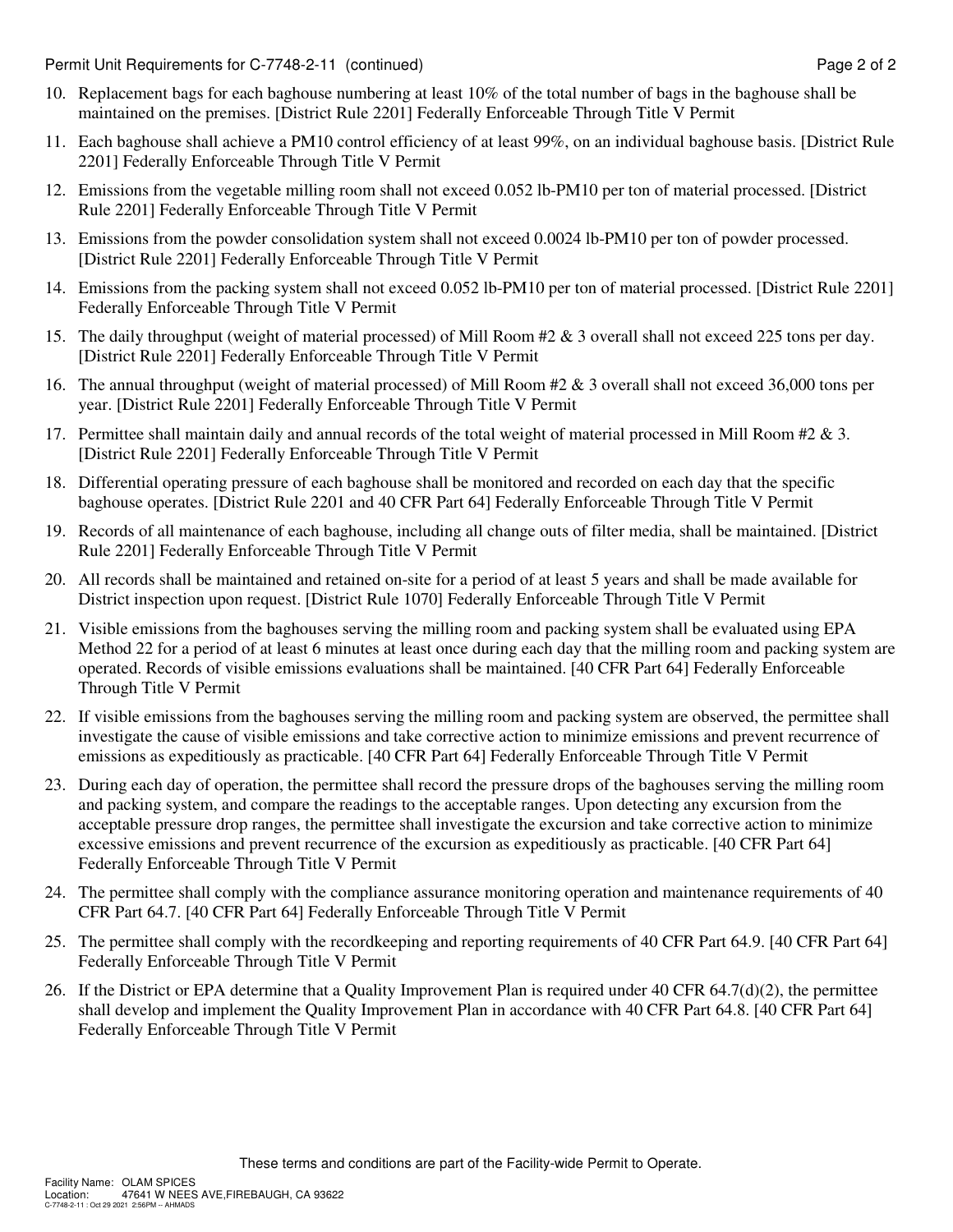10. Replacement bags for each baghouse numbering at least 10% of the total number of bags in the baghouse shall be maintained on the premises. [District Rule 2201] Federally Enforceable Through Title V Permit

11. Each baghouse shall achieve a PM10 control efficiency of at least 99%, on an individual baghouse basis. [District Rule 2201] Federally Enforceable Through Title V Permit

12. Emissions from the vegetable milling room shall not exceed 0.052 lb-PM10 per ton of material processed. [District Rule 2201] Federally Enforceable Through Title V Permit

13. Emissions from the powder consolidation system shall not exceed 0.0024 lb-PM10 per ton of powder processed. [District Rule 2201] Federally Enforceable Through Title V Permit

14. Emissions from the packing system shall not exceed 0.052 lb-PM10 per ton of material processed. [District Rule 2201] Federally Enforceable Through Title V Permit

15. The daily throughput (weight of material processed) of Mill Room #2 & 3 overall shall not exceed 225 tons per day. [District Rule 2201] Federally Enforceable Through Title V Permit

16. The annual throughput (weight of material processed) of Mill Room #2 & 3 overall shall not exceed 36,000 tons per year. [District Rule 2201] Federally Enforceable Through Title V Permit

17. Permittee shall maintain daily and annual records of the total weight of material processed in Mill Room #2 & 3. [District Rule 2201] Federally Enforceable Through Title V Permit

18. Differential operating pressure of each baghouse shall be monitored and recorded on each day that the specific baghouse operates. [District Rule 2201 and 40 CFR Part 64] Federally Enforceable Through Title V Permit

19. Records of all maintenance of each baghouse, including all change outs of filter media, shall be maintained. [District Rule 2201] Federally Enforceable Through Title V Permit

20. All records shall be maintained and retained on-site for a period of at least 5 years and shall be made available for District inspection upon request. [District Rule 1070] Federally Enforceable Through Title V Permit

21. Visible emissions from the baghouses serving the milling room and packing system shall be evaluated using EPA Method 22 for a period of at least 6 minutes at least once during each day that the milling room and packing system are operated. Records of visible emissions evaluations shall be maintained. [40 CFR Part 64] Federally Enforceable Through Title V Permit

22. If visible emissions from the baghouses serving the milling room and packing system are observed, the permittee shall investigate the cause of visible emissions and take corrective action to minimize emissions and prevent recurrence of emissions as expeditiously as practicable. [40 CFR Part 64] Federally Enforceable Through Title V Permit

23. During each day of operation, the permittee shall record the pressure drops of the baghouses serving the milling room and packing system, and compare the readings to the acceptable ranges. Upon detecting any excursion from the acceptable pressure drop ranges, the permittee shall investigate the excursion and take corrective action to minimize excessive emissions and prevent recurrence of the excursion as expeditiously as practicable. [40 CFR Part 64] Federally Enforceable Through Title V Permit

24. The permittee shall comply with the compliance assurance monitoring operation and maintenance requirements of 40 CFR Part 64.7. [40 CFR Part 64] Federally Enforceable Through Title V Permit

25. The permittee shall comply with the recordkeeping and reporting requirements of 40 CFR Part 64.9. [40 CFR Part 64] Federally Enforceable Through Title V Permit

26. If the District or EPA determine that a Quality Improvement Plan is required under 40 CFR 64.7(d)(2), the permittee shall develop and implement the Quality Improvement Plan in accordance with 40 CFR Part 64.8. [40 CFR Part 64] Federally Enforceable Through Title V Permit

These terms and conditions are part of the Facility-wide Permit to Operate.

Facility Name: OLAM SPICES
Location: 47641 W NEES AVE,FIREBAUGH, CA 93622
C-7748-2-11 : Oct 29 2021 2:56PM -- AHMADS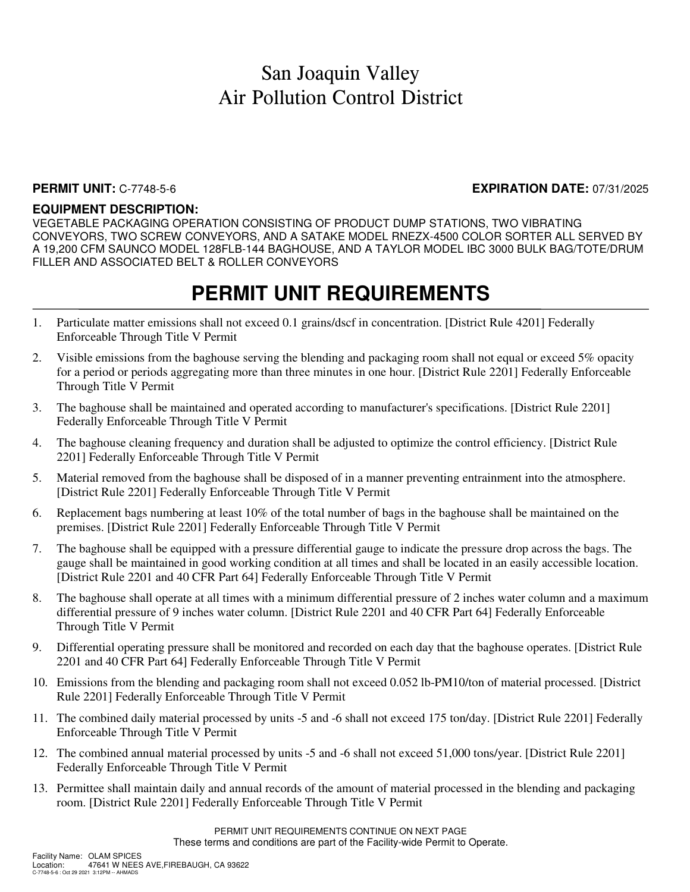# San Joaquin Valley
# Air Pollution Control District

**PERMIT UNIT:** C-7748-5-6 **EXPIRATION DATE:** 07/31/2025

**EQUIPMENT DESCRIPTION:**

VEGETABLE PACKAGING OPERATION CONSISTING OF PRODUCT DUMP STATIONS, TWO VIBRATING CONVEYORS, TWO SCREW CONVEYORS, AND A SATAKE MODEL RNEZX-4500 COLOR SORTER ALL SERVED BY A 19,200 CFM SAUNCO MODEL 128FLB-144 BAGHOUSE, AND A TAYLOR MODEL IBC 3000 BULK BAG/TOTE/DRUM FILLER AND ASSOCIATED BELT & ROLLER CONVEYORS

## PERMIT UNIT REQUIREMENTS

1. Particulate matter emissions shall not exceed 0.1 grains/dscf in concentration. [District Rule 4201] Federally Enforceable Through Title V Permit
2. Visible emissions from the baghouse serving the blending and packaging room shall not equal or exceed 5% opacity for a period or periods aggregating more than three minutes in one hour. [District Rule 2201] Federally Enforceable Through Title V Permit
3. The baghouse shall be maintained and operated according to manufacturer's specifications. [District Rule 2201] Federally Enforceable Through Title V Permit
4. The baghouse cleaning frequency and duration shall be adjusted to optimize the control efficiency. [District Rule 2201] Federally Enforceable Through Title V Permit
5. Material removed from the baghouse shall be disposed of in a manner preventing entrainment into the atmosphere. [District Rule 2201] Federally Enforceable Through Title V Permit
6. Replacement bags numbering at least 10% of the total number of bags in the baghouse shall be maintained on the premises. [District Rule 2201] Federally Enforceable Through Title V Permit
7. The baghouse shall be equipped with a pressure differential gauge to indicate the pressure drop across the bags. The gauge shall be maintained in good working condition at all times and shall be located in an easily accessible location. [District Rule 2201 and 40 CFR Part 64] Federally Enforceable Through Title V Permit
8. The baghouse shall operate at all times with a minimum differential pressure of 2 inches water column and a maximum differential pressure of 9 inches water column. [District Rule 2201 and 40 CFR Part 64] Federally Enforceable Through Title V Permit
9. Differential operating pressure shall be monitored and recorded on each day that the baghouse operates. [District Rule 2201 and 40 CFR Part 64] Federally Enforceable Through Title V Permit
10. Emissions from the blending and packaging room shall not exceed 0.052 lb-PM10/ton of material processed. [District Rule 2201] Federally Enforceable Through Title V Permit
11. The combined daily material processed by units -5 and -6 shall not exceed 175 ton/day. [District Rule 2201] Federally Enforceable Through Title V Permit
12. The combined annual material processed by units -5 and -6 shall not exceed 51,000 tons/year. [District Rule 2201] Federally Enforceable Through Title V Permit
13. Permittee shall maintain daily and annual records of the amount of material processed in the blending and packaging room. [District Rule 2201] Federally Enforceable Through Title V Permit

PERMIT UNIT REQUIREMENTS CONTINUE ON NEXT PAGE

These terms and conditions are part of the Facility-wide Permit to Operate.

Facility Name: OLAM SPICES
Location: 47641 W NEES AVE,FIREBAUGH, CA 93622
C-7748-5-6 : Oct 29 2021 3:12PM -- AHMADS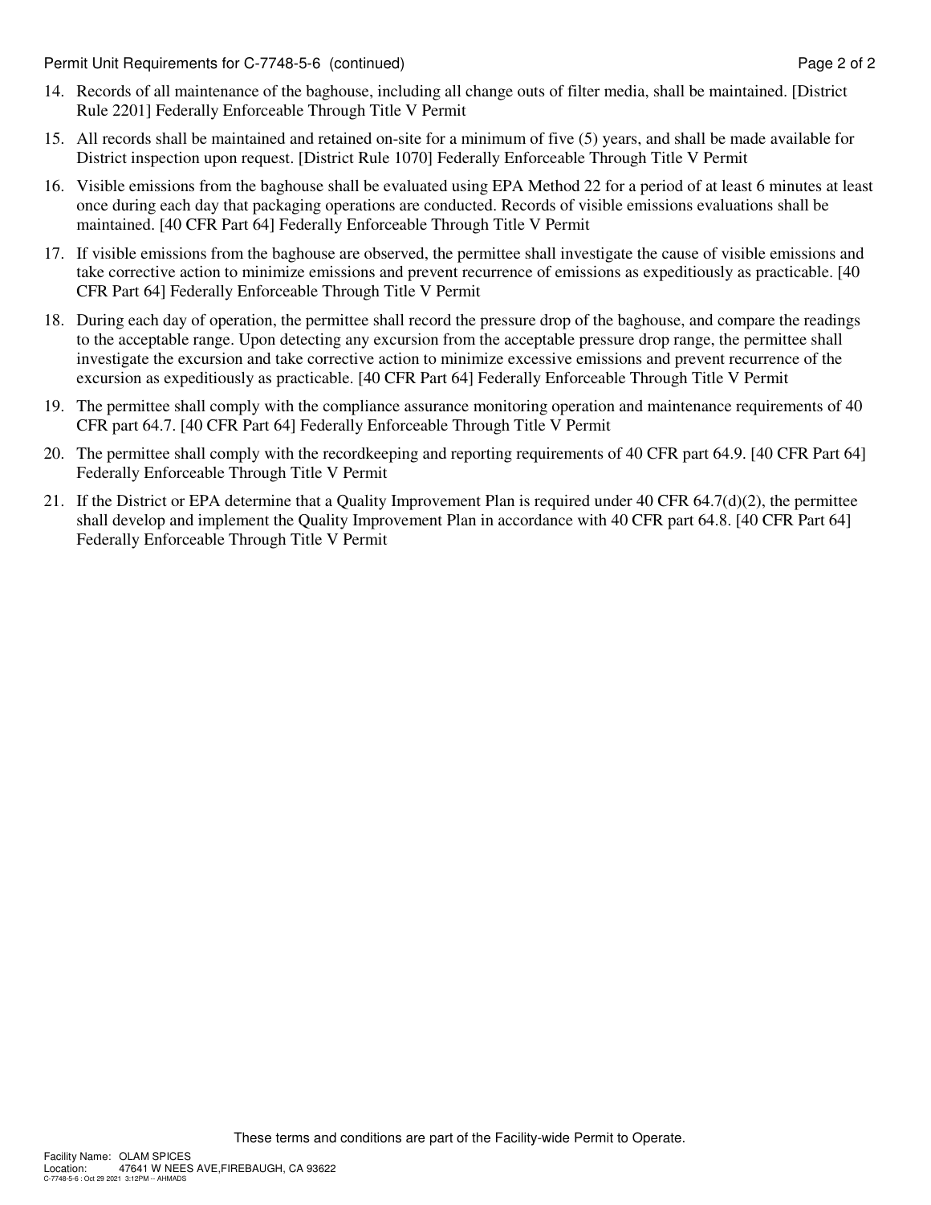14. Records of all maintenance of the baghouse, including all change outs of filter media, shall be maintained. [District Rule 2201] Federally Enforceable Through Title V Permit
15. All records shall be maintained and retained on-site for a minimum of five (5) years, and shall be made available for District inspection upon request. [District Rule 1070] Federally Enforceable Through Title V Permit
16. Visible emissions from the baghouse shall be evaluated using EPA Method 22 for a period of at least 6 minutes at least once during each day that packaging operations are conducted. Records of visible emissions evaluations shall be maintained. [40 CFR Part 64] Federally Enforceable Through Title V Permit
17. If visible emissions from the baghouse are observed, the permittee shall investigate the cause of visible emissions and take corrective action to minimize emissions and prevent recurrence of emissions as expeditiously as practicable. [40 CFR Part 64] Federally Enforceable Through Title V Permit
18. During each day of operation, the permittee shall record the pressure drop of the baghouse, and compare the readings to the acceptable range. Upon detecting any excursion from the acceptable pressure drop range, the permittee shall investigate the excursion and take corrective action to minimize excessive emissions and prevent recurrence of the excursion as expeditiously as practicable. [40 CFR Part 64] Federally Enforceable Through Title V Permit
19. The permittee shall comply with the compliance assurance monitoring operation and maintenance requirements of 40 CFR part 64.7. [40 CFR Part 64] Federally Enforceable Through Title V Permit
20. The permittee shall comply with the recordkeeping and reporting requirements of 40 CFR part 64.9. [40 CFR Part 64] Federally Enforceable Through Title V Permit
21. If the District or EPA determine that a Quality Improvement Plan is required under 40 CFR 64.7(d)(2), the permittee shall develop and implement the Quality Improvement Plan in accordance with 40 CFR part 64.8. [40 CFR Part 64] Federally Enforceable Through Title V Permit

These terms and conditions are part of the Facility-wide Permit to Operate.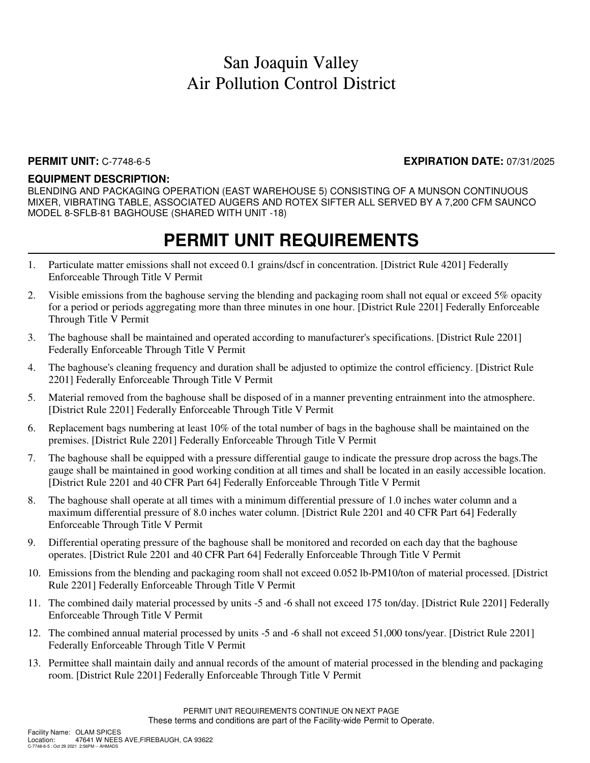# San Joaquin Valley
# Air Pollution Control District

**PERMIT UNIT:** C-7748-6-5 **EXPIRATION DATE:** 07/31/2025

**EQUIPMENT DESCRIPTION:**
BLENDING AND PACKAGING OPERATION (EAST WAREHOUSE 5) CONSISTING OF A MUNSON CONTINUOUS MIXER, VIBRATING TABLE, ASSOCIATED AUGERS AND ROTEX SIFTER ALL SERVED BY A 7,200 CFM SAUNCO MODEL 8-SFLB-81 BAGHOUSE (SHARED WITH UNIT -18)

## PERMIT UNIT REQUIREMENTS

1. Particulate matter emissions shall not exceed 0.1 grains/dscf in concentration. [District Rule 4201] Federally Enforceable Through Title V Permit
2. Visible emissions from the baghouse serving the blending and packaging room shall not equal or exceed 5% opacity for a period or periods aggregating more than three minutes in one hour. [District Rule 2201] Federally Enforceable Through Title V Permit
3. The baghouse shall be maintained and operated according to manufacturer's specifications. [District Rule 2201] Federally Enforceable Through Title V Permit
4. The baghouse's cleaning frequency and duration shall be adjusted to optimize the control efficiency. [District Rule 2201] Federally Enforceable Through Title V Permit
5. Material removed from the baghouse shall be disposed of in a manner preventing entrainment into the atmosphere. [District Rule 2201] Federally Enforceable Through Title V Permit
6. Replacement bags numbering at least 10% of the total number of bags in the baghouse shall be maintained on the premises. [District Rule 2201] Federally Enforceable Through Title V Permit
7. The baghouse shall be equipped with a pressure differential gauge to indicate the pressure drop across the bags.The gauge shall be maintained in good working condition at all times and shall be located in an easily accessible location. [District Rule 2201 and 40 CFR Part 64] Federally Enforceable Through Title V Permit
8. The baghouse shall operate at all times with a minimum differential pressure of 1.0 inches water column and a maximum differential pressure of 8.0 inches water column. [District Rule 2201 and 40 CFR Part 64] Federally Enforceable Through Title V Permit
9. Differential operating pressure of the baghouse shall be monitored and recorded on each day that the baghouse operates. [District Rule 2201 and 40 CFR Part 64] Federally Enforceable Through Title V Permit
10. Emissions from the blending and packaging room shall not exceed 0.052 lb-PM10/ton of material processed. [District Rule 2201] Federally Enforceable Through Title V Permit
11. The combined daily material processed by units -5 and -6 shall not exceed 175 ton/day. [District Rule 2201] Federally Enforceable Through Title V Permit
12. The combined annual material processed by units -5 and -6 shall not exceed 51,000 tons/year. [District Rule 2201] Federally Enforceable Through Title V Permit
13. Permittee shall maintain daily and annual records of the amount of material processed in the blending and packaging room. [District Rule 2201] Federally Enforceable Through Title V Permit

PERMIT UNIT REQUIREMENTS CONTINUE ON NEXT PAGE
These terms and conditions are part of the Facility-wide Permit to Operate.

Facility Name: OLAM SPICES
Location: 47641 W NEES AVE,FIREBAUGH, CA 93622
C-7748-6-5 : Oct 29 2021 2:56PM -- AHMADS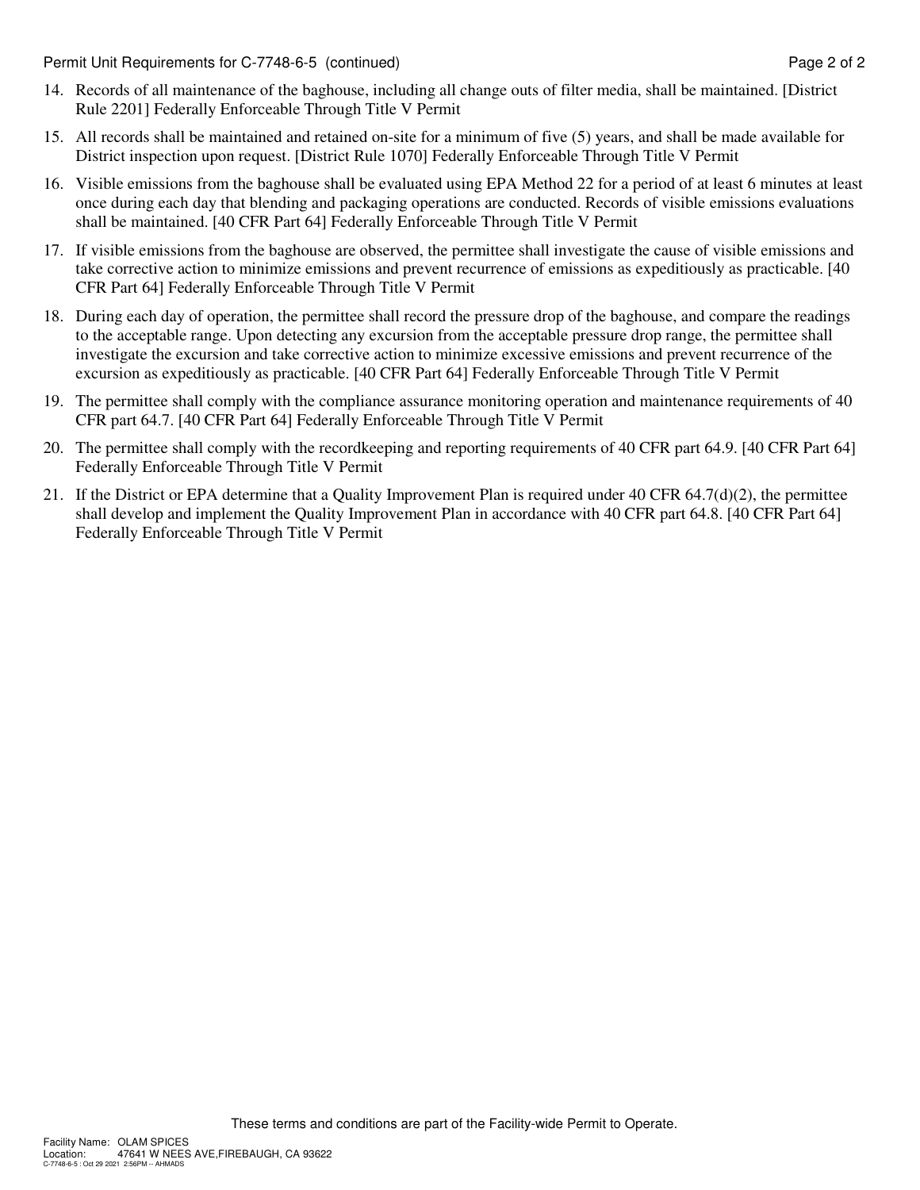14. Records of all maintenance of the baghouse, including all change outs of filter media, shall be maintained. [District Rule 2201] Federally Enforceable Through Title V Permit

15. All records shall be maintained and retained on-site for a minimum of five (5) years, and shall be made available for District inspection upon request. [District Rule 1070] Federally Enforceable Through Title V Permit

16. Visible emissions from the baghouse shall be evaluated using EPA Method 22 for a period of at least 6 minutes at least once during each day that blending and packaging operations are conducted. Records of visible emissions evaluations shall be maintained. [40 CFR Part 64] Federally Enforceable Through Title V Permit

17. If visible emissions from the baghouse are observed, the permittee shall investigate the cause of visible emissions and take corrective action to minimize emissions and prevent recurrence of emissions as expeditiously as practicable. [40 CFR Part 64] Federally Enforceable Through Title V Permit

18. During each day of operation, the permittee shall record the pressure drop of the baghouse, and compare the readings to the acceptable range. Upon detecting any excursion from the acceptable pressure drop range, the permittee shall investigate the excursion and take corrective action to minimize excessive emissions and prevent recurrence of the excursion as expeditiously as practicable. [40 CFR Part 64] Federally Enforceable Through Title V Permit

19. The permittee shall comply with the compliance assurance monitoring operation and maintenance requirements of 40 CFR part 64.7. [40 CFR Part 64] Federally Enforceable Through Title V Permit

20. The permittee shall comply with the recordkeeping and reporting requirements of 40 CFR part 64.9. [40 CFR Part 64] Federally Enforceable Through Title V Permit

21. If the District or EPA determine that a Quality Improvement Plan is required under 40 CFR 64.7(d)(2), the permittee shall develop and implement the Quality Improvement Plan in accordance with 40 CFR part 64.8. [40 CFR Part 64] Federally Enforceable Through Title V Permit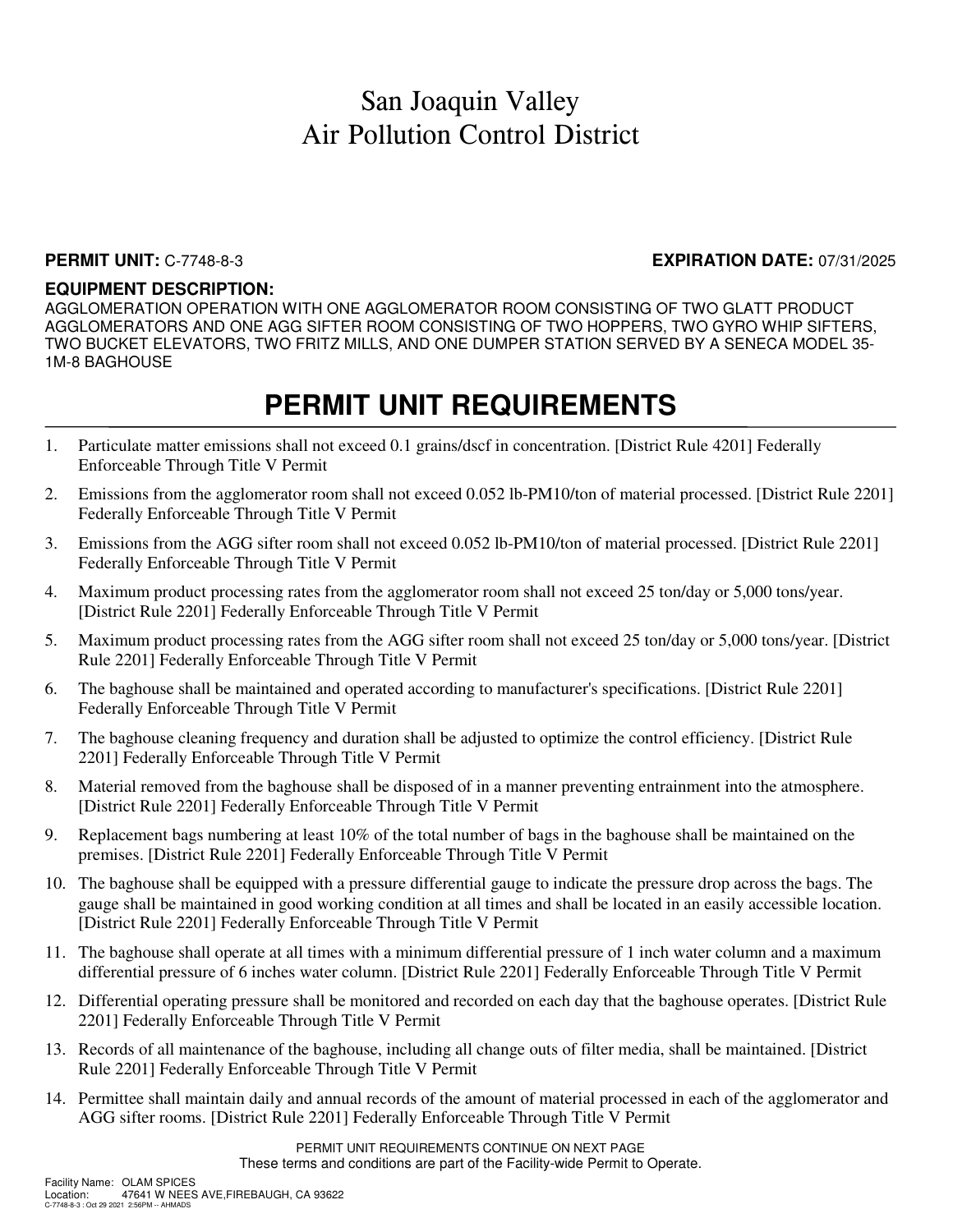# San Joaquin Valley
# Air Pollution Control District

**PERMIT UNIT:** C-7748-8-3 **EXPIRATION DATE:** 07/31/2025

**EQUIPMENT DESCRIPTION:**
AGGLOMERATION OPERATION WITH ONE AGGLOMERATOR ROOM CONSISTING OF TWO GLATT PRODUCT AGGLOMERATORS AND ONE AGG SIFTER ROOM CONSISTING OF TWO HOPPERS, TWO GYRO WHIP SIFTERS, TWO BUCKET ELEVATORS, TWO FRITZ MILLS, AND ONE DUMPER STATION SERVED BY A SENECA MODEL 35-1M-8 BAGHOUSE

## PERMIT UNIT REQUIREMENTS

1. Particulate matter emissions shall not exceed 0.1 grains/dscf in concentration. [District Rule 4201] Federally Enforceable Through Title V Permit
2. Emissions from the agglomerator room shall not exceed 0.052 lb-PM10/ton of material processed. [District Rule 2201] Federally Enforceable Through Title V Permit
3. Emissions from the AGG sifter room shall not exceed 0.052 lb-PM10/ton of material processed. [District Rule 2201] Federally Enforceable Through Title V Permit
4. Maximum product processing rates from the agglomerator room shall not exceed 25 ton/day or 5,000 tons/year. [District Rule 2201] Federally Enforceable Through Title V Permit
5. Maximum product processing rates from the AGG sifter room shall not exceed 25 ton/day or 5,000 tons/year. [District Rule 2201] Federally Enforceable Through Title V Permit
6. The baghouse shall be maintained and operated according to manufacturer's specifications. [District Rule 2201] Federally Enforceable Through Title V Permit
7. The baghouse cleaning frequency and duration shall be adjusted to optimize the control efficiency. [District Rule 2201] Federally Enforceable Through Title V Permit
8. Material removed from the baghouse shall be disposed of in a manner preventing entrainment into the atmosphere. [District Rule 2201] Federally Enforceable Through Title V Permit
9. Replacement bags numbering at least 10% of the total number of bags in the baghouse shall be maintained on the premises. [District Rule 2201] Federally Enforceable Through Title V Permit
10. The baghouse shall be equipped with a pressure differential gauge to indicate the pressure drop across the bags. The gauge shall be maintained in good working condition at all times and shall be located in an easily accessible location. [District Rule 2201] Federally Enforceable Through Title V Permit
11. The baghouse shall operate at all times with a minimum differential pressure of 1 inch water column and a maximum differential pressure of 6 inches water column. [District Rule 2201] Federally Enforceable Through Title V Permit
12. Differential operating pressure shall be monitored and recorded on each day that the baghouse operates. [District Rule 2201] Federally Enforceable Through Title V Permit
13. Records of all maintenance of the baghouse, including all change outs of filter media, shall be maintained. [District Rule 2201] Federally Enforceable Through Title V Permit
14. Permittee shall maintain daily and annual records of the amount of material processed in each of the agglomerator and AGG sifter rooms. [District Rule 2201] Federally Enforceable Through Title V Permit

PERMIT UNIT REQUIREMENTS CONTINUE ON NEXT PAGE
These terms and conditions are part of the Facility-wide Permit to Operate.

Facility Name: OLAM SPICES
Location: 47641 W NEES AVE,FIREBAUGH, CA 93622
C-7748-8-3 : Oct 29 2021 2:56PM -- AHMADS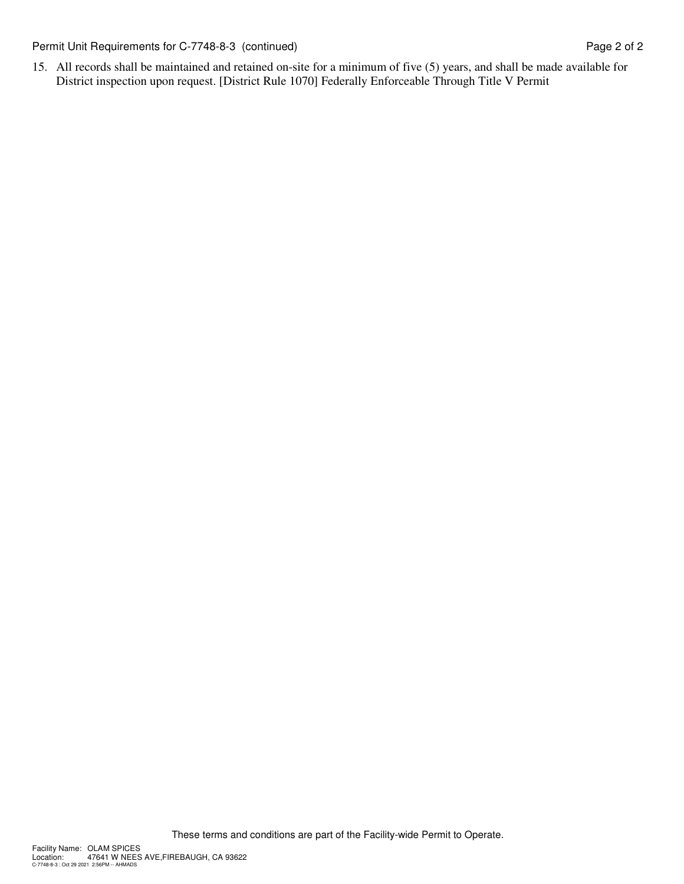15. All records shall be maintained and retained on-site for a minimum of five (5) years, and shall be made available for District inspection upon request. [District Rule 1070] Federally Enforceable Through Title V Permit

These terms and conditions are part of the Facility-wide Permit to Operate.

Facility Name: OLAM SPICES
Location: 47641 W NEES AVE,FIREBAUGH, CA 93622
C-7748-8-3 : Oct 29 2021 2:56PM -- AHMADS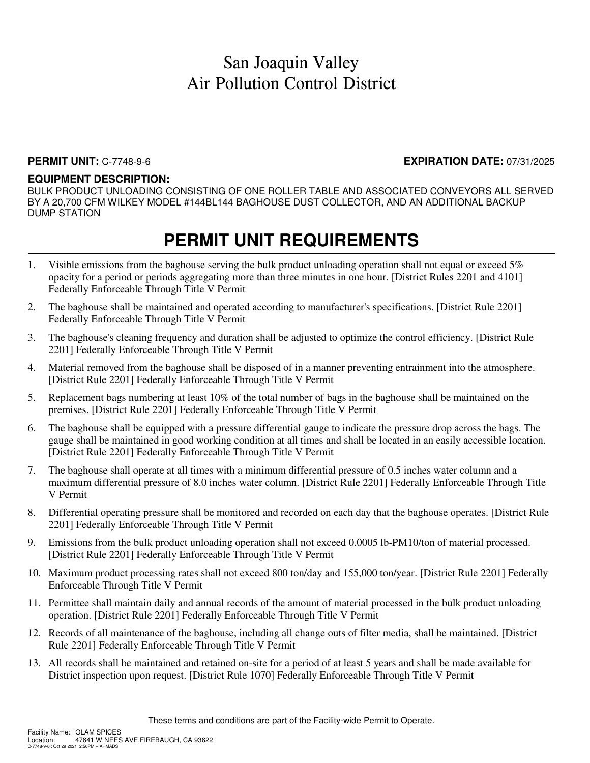# San Joaquin Valley
# Air Pollution Control District

**PERMIT UNIT:** C-7748-9-6 **EXPIRATION DATE:** 07/31/2025

**EQUIPMENT DESCRIPTION:**
BULK PRODUCT UNLOADING CONSISTING OF ONE ROLLER TABLE AND ASSOCIATED CONVEYORS ALL SERVED BY A 20,700 CFM WILKEY MODEL #144BL144 BAGHOUSE DUST COLLECTOR, AND AN ADDITIONAL BACKUP DUMP STATION

## PERMIT UNIT REQUIREMENTS

1. Visible emissions from the baghouse serving the bulk product unloading operation shall not equal or exceed 5% opacity for a period or periods aggregating more than three minutes in one hour. [District Rules 2201 and 4101] Federally Enforceable Through Title V Permit
2. The baghouse shall be maintained and operated according to manufacturer's specifications. [District Rule 2201] Federally Enforceable Through Title V Permit
3. The baghouse's cleaning frequency and duration shall be adjusted to optimize the control efficiency. [District Rule 2201] Federally Enforceable Through Title V Permit
4. Material removed from the baghouse shall be disposed of in a manner preventing entrainment into the atmosphere. [District Rule 2201] Federally Enforceable Through Title V Permit
5. Replacement bags numbering at least 10% of the total number of bags in the baghouse shall be maintained on the premises. [District Rule 2201] Federally Enforceable Through Title V Permit
6. The baghouse shall be equipped with a pressure differential gauge to indicate the pressure drop across the bags. The gauge shall be maintained in good working condition at all times and shall be located in an easily accessible location. [District Rule 2201] Federally Enforceable Through Title V Permit
7. The baghouse shall operate at all times with a minimum differential pressure of 0.5 inches water column and a maximum differential pressure of 8.0 inches water column. [District Rule 2201] Federally Enforceable Through Title V Permit
8. Differential operating pressure shall be monitored and recorded on each day that the baghouse operates. [District Rule 2201] Federally Enforceable Through Title V Permit
9. Emissions from the bulk product unloading operation shall not exceed 0.0005 lb-PM10/ton of material processed. [District Rule 2201] Federally Enforceable Through Title V Permit
10. Maximum product processing rates shall not exceed 800 ton/day and 155,000 ton/year. [District Rule 2201] Federally Enforceable Through Title V Permit
11. Permittee shall maintain daily and annual records of the amount of material processed in the bulk product unloading operation. [District Rule 2201] Federally Enforceable Through Title V Permit
12. Records of all maintenance of the baghouse, including all change outs of filter media, shall be maintained. [District Rule 2201] Federally Enforceable Through Title V Permit
13. All records shall be maintained and retained on-site for a period of at least 5 years and shall be made available for District inspection upon request. [District Rule 1070] Federally Enforceable Through Title V Permit

These terms and conditions are part of the Facility-wide Permit to Operate.

Facility Name: OLAM SPICES
Location: 47641 W NEES AVE,FIREBAUGH, CA 93622
C-7748-9-6 : Oct 29 2021 2:56PM -- AHMADS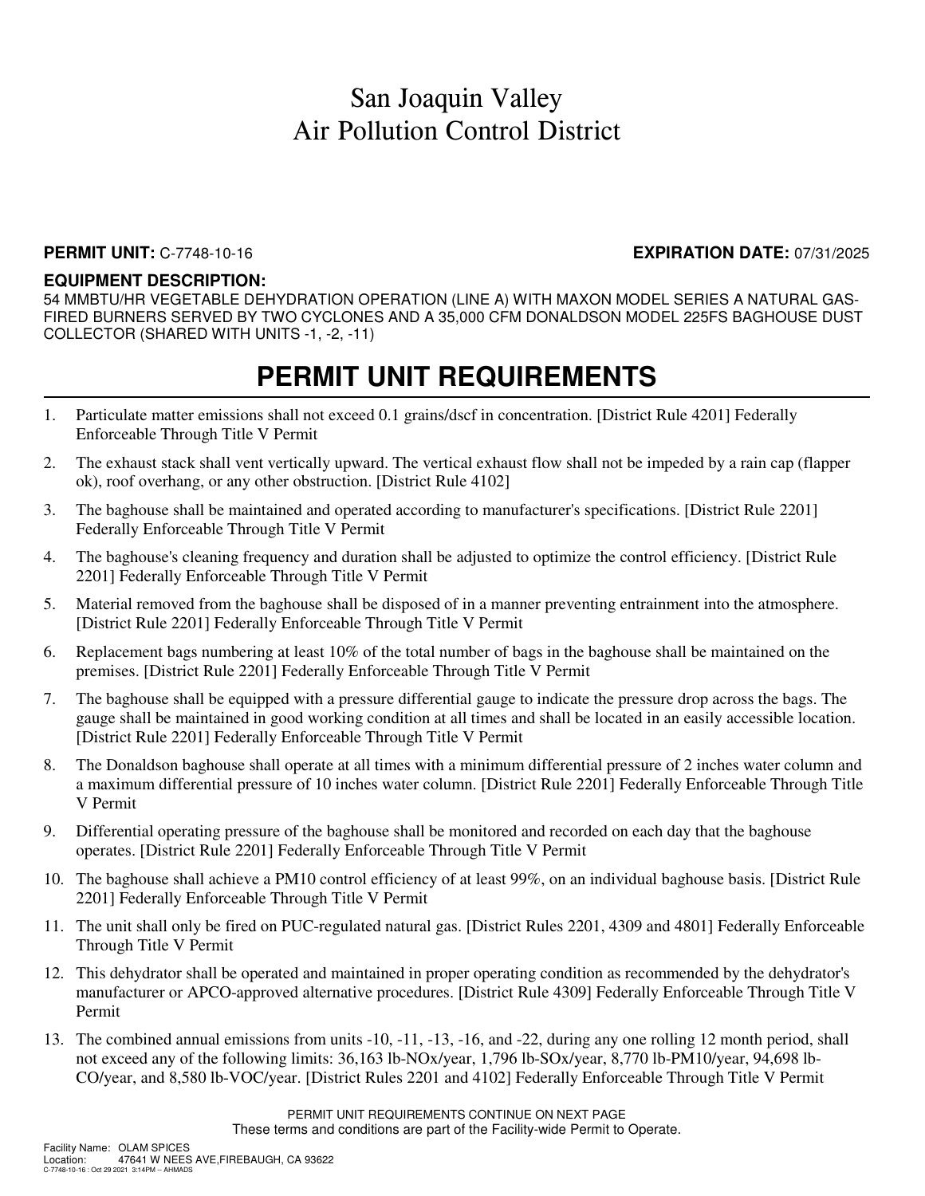# San Joaquin Valley Air Pollution Control District

**PERMIT UNIT:** C-7748-10-16 **EXPIRATION DATE:** 07/31/2025

**EQUIPMENT DESCRIPTION:**
54 MMBTU/HR VEGETABLE DEHYDRATION OPERATION (LINE A) WITH MAXON MODEL SERIES A NATURAL GAS-FIRED BURNERS SERVED BY TWO CYCLONES AND A 35,000 CFM DONALDSON MODEL 225FS BAGHOUSE DUST COLLECTOR (SHARED WITH UNITS -1, -2, -11)

## PERMIT UNIT REQUIREMENTS

1. Particulate matter emissions shall not exceed 0.1 grains/dscf in concentration. [District Rule 4201] Federally Enforceable Through Title V Permit
2. The exhaust stack shall vent vertically upward. The vertical exhaust flow shall not be impeded by a rain cap (flapper ok), roof overhang, or any other obstruction. [District Rule 4102]
3. The baghouse shall be maintained and operated according to manufacturer's specifications. [District Rule 2201] Federally Enforceable Through Title V Permit
4. The baghouse's cleaning frequency and duration shall be adjusted to optimize the control efficiency. [District Rule 2201] Federally Enforceable Through Title V Permit
5. Material removed from the baghouse shall be disposed of in a manner preventing entrainment into the atmosphere. [District Rule 2201] Federally Enforceable Through Title V Permit
6. Replacement bags numbering at least 10% of the total number of bags in the baghouse shall be maintained on the premises. [District Rule 2201] Federally Enforceable Through Title V Permit
7. The baghouse shall be equipped with a pressure differential gauge to indicate the pressure drop across the bags. The gauge shall be maintained in good working condition at all times and shall be located in an easily accessible location. [District Rule 2201] Federally Enforceable Through Title V Permit
8. The Donaldson baghouse shall operate at all times with a minimum differential pressure of 2 inches water column and a maximum differential pressure of 10 inches water column. [District Rule 2201] Federally Enforceable Through Title V Permit
9. Differential operating pressure of the baghouse shall be monitored and recorded on each day that the baghouse operates. [District Rule 2201] Federally Enforceable Through Title V Permit
10. The baghouse shall achieve a PM10 control efficiency of at least 99%, on an individual baghouse basis. [District Rule 2201] Federally Enforceable Through Title V Permit
11. The unit shall only be fired on PUC-regulated natural gas. [District Rules 2201, 4309 and 4801] Federally Enforceable Through Title V Permit
12. This dehydrator shall be operated and maintained in proper operating condition as recommended by the dehydrator's manufacturer or APCO-approved alternative procedures. [District Rule 4309] Federally Enforceable Through Title V Permit
13. The combined annual emissions from units -10, -11, -13, -16, and -22, during any one rolling 12 month period, shall not exceed any of the following limits: 36,163 lb-NOx/year, 1,796 lb-SOx/year, 8,770 lb-PM10/year, 94,698 lb-CO/year, and 8,580 lb-VOC/year. [District Rules 2201 and 4102] Federally Enforceable Through Title V Permit

PERMIT UNIT REQUIREMENTS CONTINUE ON NEXT PAGE
These terms and conditions are part of the Facility-wide Permit to Operate.

Facility Name: OLAM SPICES
Location: 47641 W NEES AVE,FIREBAUGH, CA 93622
C-7748-10-16 : Oct 29 2021 3:14PM -- AHMADS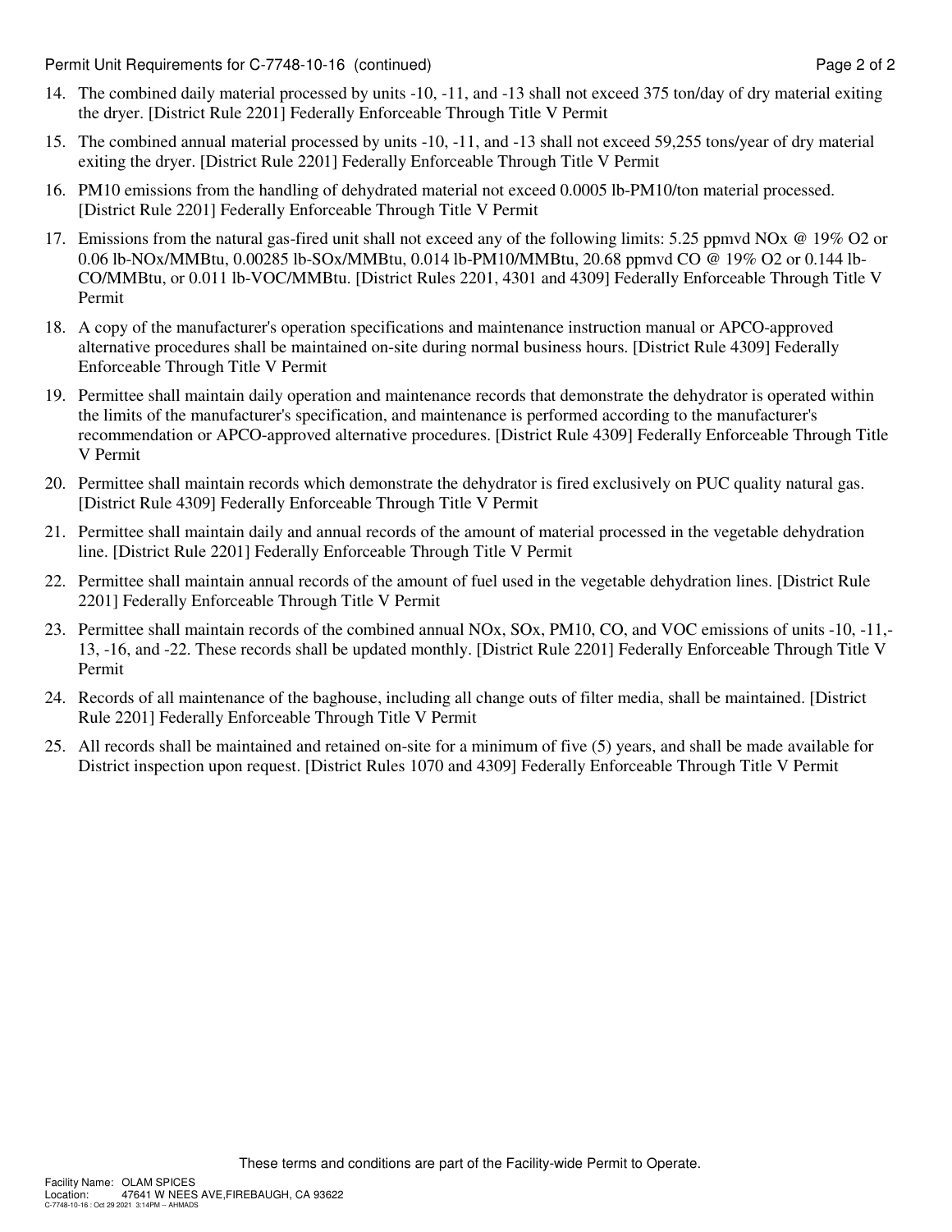14. The combined daily material processed by units -10, -11, and -13 shall not exceed 375 ton/day of dry material exiting the dryer. [District Rule 2201] Federally Enforceable Through Title V Permit
15. The combined annual material processed by units -10, -11, and -13 shall not exceed 59,255 tons/year of dry material exiting the dryer. [District Rule 2201] Federally Enforceable Through Title V Permit
16. PM10 emissions from the handling of dehydrated material not exceed 0.0005 lb-PM10/ton material processed. [District Rule 2201] Federally Enforceable Through Title V Permit
17. Emissions from the natural gas-fired unit shall not exceed any of the following limits: 5.25 ppmvd NOx @ 19% O2 or 0.06 lb-NOx/MMBtu, 0.00285 lb-SOx/MMBtu, 0.014 lb-PM10/MMBtu, 20.68 ppmvd CO @ 19% O2 or 0.144 lb-CO/MMBtu, or 0.011 lb-VOC/MMBtu. [District Rules 2201, 4301 and 4309] Federally Enforceable Through Title V Permit
18. A copy of the manufacturer's operation specifications and maintenance instruction manual or APCO-approved alternative procedures shall be maintained on-site during normal business hours. [District Rule 4309] Federally Enforceable Through Title V Permit
19. Permittee shall maintain daily operation and maintenance records that demonstrate the dehydrator is operated within the limits of the manufacturer's specification, and maintenance is performed according to the manufacturer's recommendation or APCO-approved alternative procedures. [District Rule 4309] Federally Enforceable Through Title V Permit
20. Permittee shall maintain records which demonstrate the dehydrator is fired exclusively on PUC quality natural gas. [District Rule 4309] Federally Enforceable Through Title V Permit
21. Permittee shall maintain daily and annual records of the amount of material processed in the vegetable dehydration line. [District Rule 2201] Federally Enforceable Through Title V Permit
22. Permittee shall maintain annual records of the amount of fuel used in the vegetable dehydration lines. [District Rule 2201] Federally Enforceable Through Title V Permit
23. Permittee shall maintain records of the combined annual NOx, SOx, PM10, CO, and VOC emissions of units -10, -11,-13, -16, and -22. These records shall be updated monthly. [District Rule 2201] Federally Enforceable Through Title V Permit
24. Records of all maintenance of the baghouse, including all change outs of filter media, shall be maintained. [District Rule 2201] Federally Enforceable Through Title V Permit
25. All records shall be maintained and retained on-site for a minimum of five (5) years, and shall be made available for District inspection upon request. [District Rules 1070 and 4309] Federally Enforceable Through Title V Permit

These terms and conditions are part of the Facility-wide Permit to Operate.

Facility Name: OLAM SPICES
Location: 47641 W NEES AVE,FIREBAUGH, CA 93622
C-7748-10-16 : Oct 29 2021 3:14PM -- AHMADS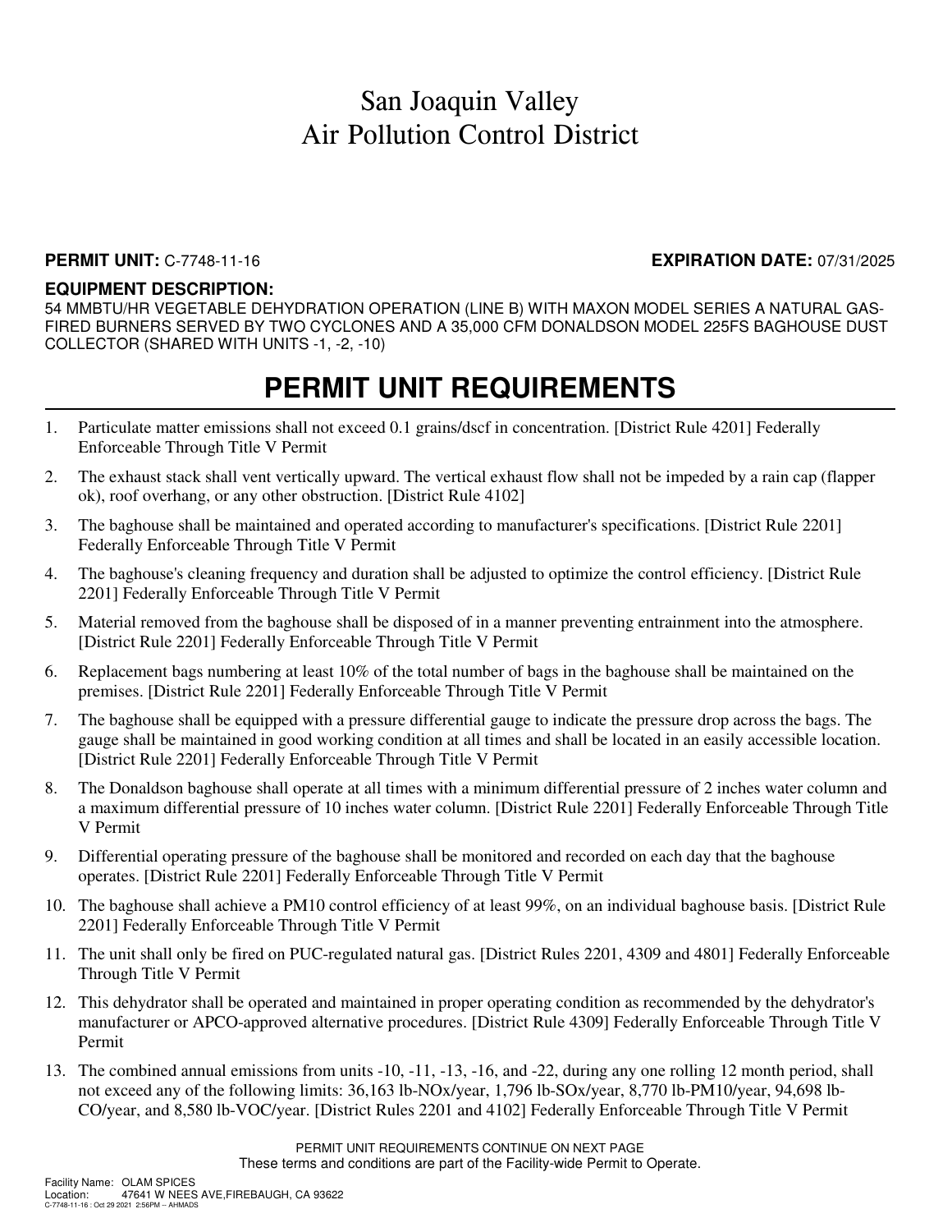# San Joaquin Valley
# Air Pollution Control District

**PERMIT UNIT:** C-7748-11-16 **EXPIRATION DATE:** 07/31/2025

**EQUIPMENT DESCRIPTION:**

54 MMBTU/HR VEGETABLE DEHYDRATION OPERATION (LINE B) WITH MAXON MODEL SERIES A NATURAL GAS-FIRED BURNERS SERVED BY TWO CYCLONES AND A 35,000 CFM DONALDSON MODEL 225FS BAGHOUSE DUST COLLECTOR (SHARED WITH UNITS -1, -2, -10)

## PERMIT UNIT REQUIREMENTS

1. Particulate matter emissions shall not exceed 0.1 grains/dscf in concentration. [District Rule 4201] Federally Enforceable Through Title V Permit
2. The exhaust stack shall vent vertically upward. The vertical exhaust flow shall not be impeded by a rain cap (flapper ok), roof overhang, or any other obstruction. [District Rule 4102]
3. The baghouse shall be maintained and operated according to manufacturer's specifications. [District Rule 2201] Federally Enforceable Through Title V Permit
4. The baghouse's cleaning frequency and duration shall be adjusted to optimize the control efficiency. [District Rule 2201] Federally Enforceable Through Title V Permit
5. Material removed from the baghouse shall be disposed of in a manner preventing entrainment into the atmosphere. [District Rule 2201] Federally Enforceable Through Title V Permit
6. Replacement bags numbering at least 10% of the total number of bags in the baghouse shall be maintained on the premises. [District Rule 2201] Federally Enforceable Through Title V Permit
7. The baghouse shall be equipped with a pressure differential gauge to indicate the pressure drop across the bags. The gauge shall be maintained in good working condition at all times and shall be located in an easily accessible location. [District Rule 2201] Federally Enforceable Through Title V Permit
8. The Donaldson baghouse shall operate at all times with a minimum differential pressure of 2 inches water column and a maximum differential pressure of 10 inches water column. [District Rule 2201] Federally Enforceable Through Title V Permit
9. Differential operating pressure of the baghouse shall be monitored and recorded on each day that the baghouse operates. [District Rule 2201] Federally Enforceable Through Title V Permit
10. The baghouse shall achieve a PM10 control efficiency of at least 99%, on an individual baghouse basis. [District Rule 2201] Federally Enforceable Through Title V Permit
11. The unit shall only be fired on PUC-regulated natural gas. [District Rules 2201, 4309 and 4801] Federally Enforceable Through Title V Permit
12. This dehydrator shall be operated and maintained in proper operating condition as recommended by the dehydrator's manufacturer or APCO-approved alternative procedures. [District Rule 4309] Federally Enforceable Through Title V Permit
13. The combined annual emissions from units -10, -11, -13, -16, and -22, during any one rolling 12 month period, shall not exceed any of the following limits: 36,163 lb-NOx/year, 1,796 lb-SOx/year, 8,770 lb-PM10/year, 94,698 lb-CO/year, and 8,580 lb-VOC/year. [District Rules 2201 and 4102] Federally Enforceable Through Title V Permit

PERMIT UNIT REQUIREMENTS CONTINUE ON NEXT PAGE
These terms and conditions are part of the Facility-wide Permit to Operate.

Facility Name: OLAM SPICES
Location: 47641 W NEES AVE,FIREBAUGH, CA 93622
C-7748-11-16 : Oct 29 2021 2:56PM -- AHMADS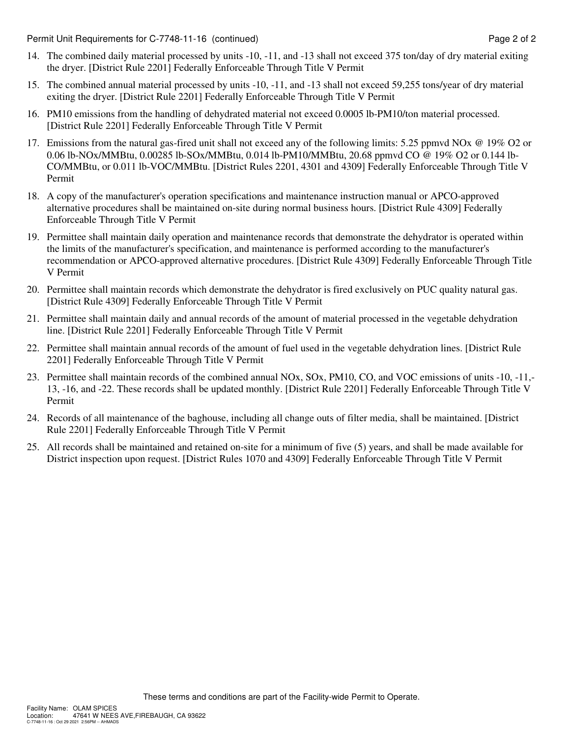14. The combined daily material processed by units -10, -11, and -13 shall not exceed 375 ton/day of dry material exiting the dryer. [District Rule 2201] Federally Enforceable Through Title V Permit
15. The combined annual material processed by units -10, -11, and -13 shall not exceed 59,255 tons/year of dry material exiting the dryer. [District Rule 2201] Federally Enforceable Through Title V Permit
16. PM10 emissions from the handling of dehydrated material not exceed 0.0005 lb-PM10/ton material processed. [District Rule 2201] Federally Enforceable Through Title V Permit
17. Emissions from the natural gas-fired unit shall not exceed any of the following limits: 5.25 ppmvd NOx @ 19% O2 or 0.06 lb-NOx/MMBtu, 0.00285 lb-SOx/MMBtu, 0.014 lb-PM10/MMBtu, 20.68 ppmvd CO @ 19% O2 or 0.144 lb-CO/MMBtu, or 0.011 lb-VOC/MMBtu. [District Rules 2201, 4301 and 4309] Federally Enforceable Through Title V Permit
18. A copy of the manufacturer's operation specifications and maintenance instruction manual or APCO-approved alternative procedures shall be maintained on-site during normal business hours. [District Rule 4309] Federally Enforceable Through Title V Permit
19. Permittee shall maintain daily operation and maintenance records that demonstrate the dehydrator is operated within the limits of the manufacturer's specification, and maintenance is performed according to the manufacturer's recommendation or APCO-approved alternative procedures. [District Rule 4309] Federally Enforceable Through Title V Permit
20. Permittee shall maintain records which demonstrate the dehydrator is fired exclusively on PUC quality natural gas. [District Rule 4309] Federally Enforceable Through Title V Permit
21. Permittee shall maintain daily and annual records of the amount of material processed in the vegetable dehydration line. [District Rule 2201] Federally Enforceable Through Title V Permit
22. Permittee shall maintain annual records of the amount of fuel used in the vegetable dehydration lines. [District Rule 2201] Federally Enforceable Through Title V Permit
23. Permittee shall maintain records of the combined annual NOx, SOx, PM10, CO, and VOC emissions of units -10, -11,-13, -16, and -22. These records shall be updated monthly. [District Rule 2201] Federally Enforceable Through Title V Permit
24. Records of all maintenance of the baghouse, including all change outs of filter media, shall be maintained. [District Rule 2201] Federally Enforceable Through Title V Permit
25. All records shall be maintained and retained on-site for a minimum of five (5) years, and shall be made available for District inspection upon request. [District Rules 1070 and 4309] Federally Enforceable Through Title V Permit

These terms and conditions are part of the Facility-wide Permit to Operate.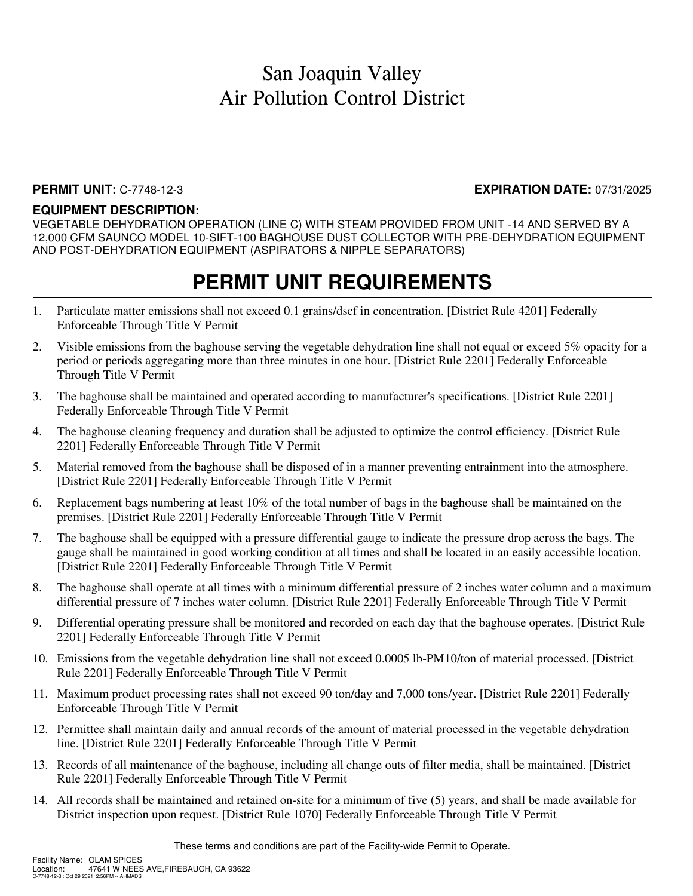# San Joaquin Valley
# Air Pollution Control District

**PERMIT UNIT:** C-7748-12-3 **EXPIRATION DATE:** 07/31/2025

**EQUIPMENT DESCRIPTION:**
VEGETABLE DEHYDRATION OPERATION (LINE C) WITH STEAM PROVIDED FROM UNIT -14 AND SERVED BY A 12,000 CFM SAUNCO MODEL 10-SIFT-100 BAGHOUSE DUST COLLECTOR WITH PRE-DEHYDRATION EQUIPMENT AND POST-DEHYDRATION EQUIPMENT (ASPIRATORS & NIPPLE SEPARATORS)

## PERMIT UNIT REQUIREMENTS

1. Particulate matter emissions shall not exceed 0.1 grains/dscf in concentration. [District Rule 4201] Federally Enforceable Through Title V Permit
2. Visible emissions from the baghouse serving the vegetable dehydration line shall not equal or exceed 5% opacity for a period or periods aggregating more than three minutes in one hour. [District Rule 2201] Federally Enforceable Through Title V Permit
3. The baghouse shall be maintained and operated according to manufacturer's specifications. [District Rule 2201] Federally Enforceable Through Title V Permit
4. The baghouse cleaning frequency and duration shall be adjusted to optimize the control efficiency. [District Rule 2201] Federally Enforceable Through Title V Permit
5. Material removed from the baghouse shall be disposed of in a manner preventing entrainment into the atmosphere. [District Rule 2201] Federally Enforceable Through Title V Permit
6. Replacement bags numbering at least 10% of the total number of bags in the baghouse shall be maintained on the premises. [District Rule 2201] Federally Enforceable Through Title V Permit
7. The baghouse shall be equipped with a pressure differential gauge to indicate the pressure drop across the bags. The gauge shall be maintained in good working condition at all times and shall be located in an easily accessible location. [District Rule 2201] Federally Enforceable Through Title V Permit
8. The baghouse shall operate at all times with a minimum differential pressure of 2 inches water column and a maximum differential pressure of 7 inches water column. [District Rule 2201] Federally Enforceable Through Title V Permit
9. Differential operating pressure shall be monitored and recorded on each day that the baghouse operates. [District Rule 2201] Federally Enforceable Through Title V Permit
10. Emissions from the vegetable dehydration line shall not exceed 0.0005 lb-PM10/ton of material processed. [District Rule 2201] Federally Enforceable Through Title V Permit
11. Maximum product processing rates shall not exceed 90 ton/day and 7,000 tons/year. [District Rule 2201] Federally Enforceable Through Title V Permit
12. Permittee shall maintain daily and annual records of the amount of material processed in the vegetable dehydration line. [District Rule 2201] Federally Enforceable Through Title V Permit
13. Records of all maintenance of the baghouse, including all change outs of filter media, shall be maintained. [District Rule 2201] Federally Enforceable Through Title V Permit
14. All records shall be maintained and retained on-site for a minimum of five (5) years, and shall be made available for District inspection upon request. [District Rule 1070] Federally Enforceable Through Title V Permit

These terms and conditions are part of the Facility-wide Permit to Operate.

Facility Name: OLAM SPICES
Location: 47641 W NEES AVE,FIREBAUGH, CA 93622
C-7748-12-3 : Oct 29 2021 2:56PM -- AHMADS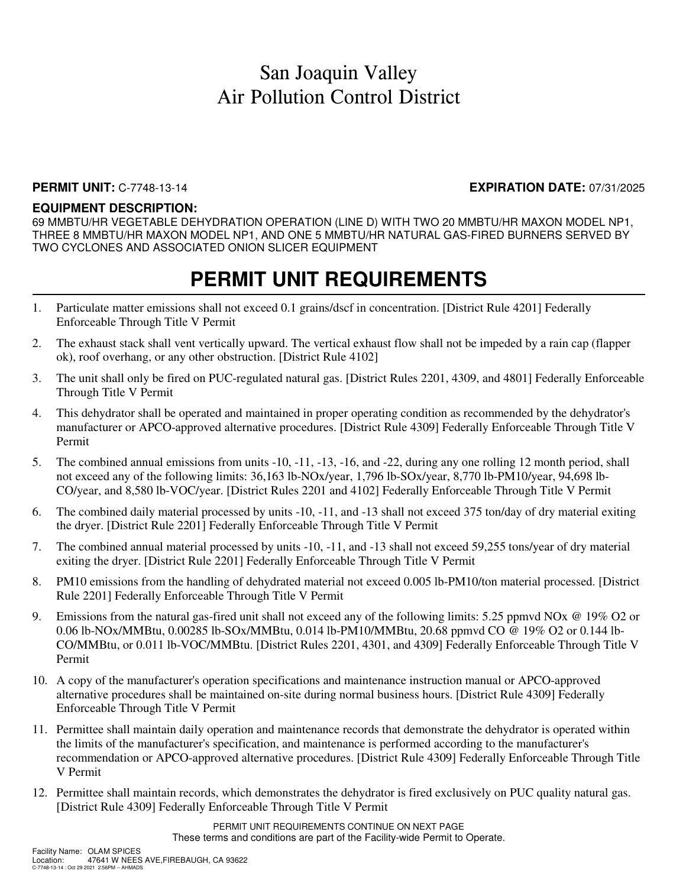# San Joaquin Valley
# Air Pollution Control District

**PERMIT UNIT:** C-7748-13-14 **EXPIRATION DATE:** 07/31/2025

**EQUIPMENT DESCRIPTION:**
69 MMBTU/HR VEGETABLE DEHYDRATION OPERATION (LINE D) WITH TWO 20 MMBTU/HR MAXON MODEL NP1, THREE 8 MMBTU/HR MAXON MODEL NP1, AND ONE 5 MMBTU/HR NATURAL GAS-FIRED BURNERS SERVED BY TWO CYCLONES AND ASSOCIATED ONION SLICER EQUIPMENT

## PERMIT UNIT REQUIREMENTS

1. Particulate matter emissions shall not exceed 0.1 grains/dscf in concentration. [District Rule 4201] Federally Enforceable Through Title V Permit
2. The exhaust stack shall vent vertically upward. The vertical exhaust flow shall not be impeded by a rain cap (flapper ok), roof overhang, or any other obstruction. [District Rule 4102]
3. The unit shall only be fired on PUC-regulated natural gas. [District Rules 2201, 4309, and 4801] Federally Enforceable Through Title V Permit
4. This dehydrator shall be operated and maintained in proper operating condition as recommended by the dehydrator's manufacturer or APCO-approved alternative procedures. [District Rule 4309] Federally Enforceable Through Title V Permit
5. The combined annual emissions from units -10, -11, -13, -16, and -22, during any one rolling 12 month period, shall not exceed any of the following limits: 36,163 lb-NOx/year, 1,796 lb-SOx/year, 8,770 lb-PM10/year, 94,698 lb-CO/year, and 8,580 lb-VOC/year. [District Rules 2201 and 4102] Federally Enforceable Through Title V Permit
6. The combined daily material processed by units -10, -11, and -13 shall not exceed 375 ton/day of dry material exiting the dryer. [District Rule 2201] Federally Enforceable Through Title V Permit
7. The combined annual material processed by units -10, -11, and -13 shall not exceed 59,255 tons/year of dry material exiting the dryer. [District Rule 2201] Federally Enforceable Through Title V Permit
8. PM10 emissions from the handling of dehydrated material not exceed 0.005 lb-PM10/ton material processed. [District Rule 2201] Federally Enforceable Through Title V Permit
9. Emissions from the natural gas-fired unit shall not exceed any of the following limits: 5.25 ppmvd NOx @ 19% O2 or 0.06 lb-NOx/MMBtu, 0.00285 lb-SOx/MMBtu, 0.014 lb-PM10/MMBtu, 20.68 ppmvd CO @ 19% O2 or 0.144 lb-CO/MMBtu, or 0.011 lb-VOC/MMBtu. [District Rules 2201, 4301, and 4309] Federally Enforceable Through Title V Permit
10. A copy of the manufacturer's operation specifications and maintenance instruction manual or APCO-approved alternative procedures shall be maintained on-site during normal business hours. [District Rule 4309] Federally Enforceable Through Title V Permit
11. Permittee shall maintain daily operation and maintenance records that demonstrate the dehydrator is operated within the limits of the manufacturer's specification, and maintenance is performed according to the manufacturer's recommendation or APCO-approved alternative procedures. [District Rule 4309] Federally Enforceable Through Title V Permit
12. Permittee shall maintain records, which demonstrates the dehydrator is fired exclusively on PUC quality natural gas. [District Rule 4309] Federally Enforceable Through Title V Permit

PERMIT UNIT REQUIREMENTS CONTINUE ON NEXT PAGE
These terms and conditions are part of the Facility-wide Permit to Operate.

Facility Name: OLAM SPICES
Location: 47641 W NEES AVE,FIREBAUGH, CA 93622
C-7748-13-14 : Oct 29 2021 2:56PM -- AHMADS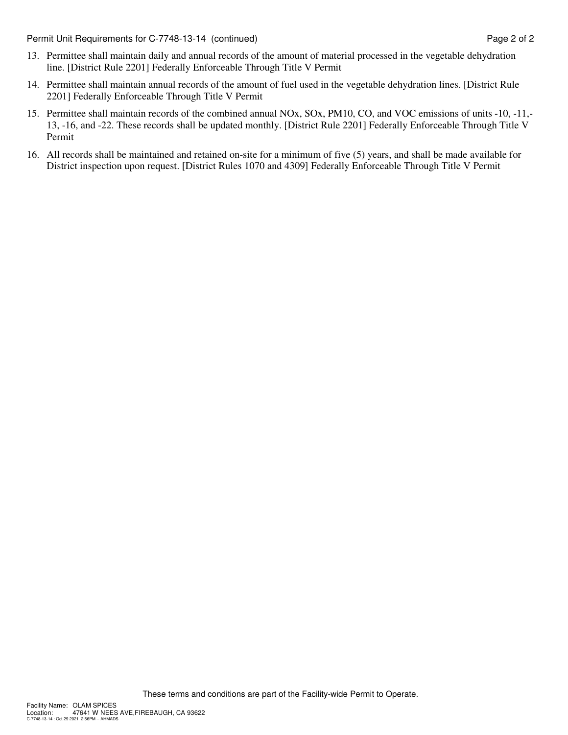13. Permittee shall maintain daily and annual records of the amount of material processed in the vegetable dehydration line. [District Rule 2201] Federally Enforceable Through Title V Permit

14. Permittee shall maintain annual records of the amount of fuel used in the vegetable dehydration lines. [District Rule 2201] Federally Enforceable Through Title V Permit

15. Permittee shall maintain records of the combined annual NOx, SOx, PM10, CO, and VOC emissions of units -10, -11,-13, -16, and -22. These records shall be updated monthly. [District Rule 2201] Federally Enforceable Through Title V Permit

16. All records shall be maintained and retained on-site for a minimum of five (5) years, and shall be made available for District inspection upon request. [District Rules 1070 and 4309] Federally Enforceable Through Title V Permit

These terms and conditions are part of the Facility-wide Permit to Operate.

Facility Name: OLAM SPICES
Location: 47641 W NEES AVE,FIREBAUGH, CA 93622
C-7748-13-14 : Oct 29 2021 2:56PM -- AHMADS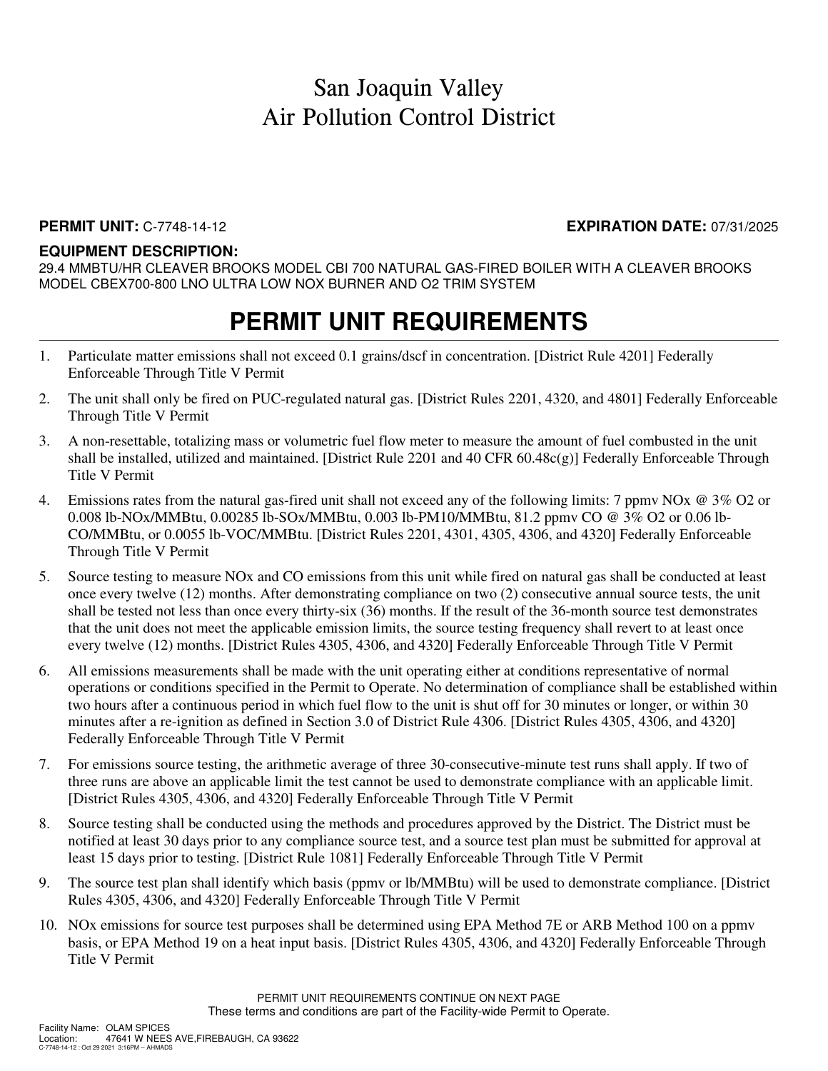# San Joaquin Valley
# Air Pollution Control District

**PERMIT UNIT:** C-7748-14-12 **EXPIRATION DATE:** 07/31/2025

**EQUIPMENT DESCRIPTION:**
29.4 MMBTU/HR CLEAVER BROOKS MODEL CBI 700 NATURAL GAS-FIRED BOILER WITH A CLEAVER BROOKS MODEL CBEX700-800 LNO ULTRA LOW NOX BURNER AND O2 TRIM SYSTEM

## PERMIT UNIT REQUIREMENTS

1. Particulate matter emissions shall not exceed 0.1 grains/dscf in concentration. [District Rule 4201] Federally Enforceable Through Title V Permit
2. The unit shall only be fired on PUC-regulated natural gas. [District Rules 2201, 4320, and 4801] Federally Enforceable Through Title V Permit
3. A non-resettable, totalizing mass or volumetric fuel flow meter to measure the amount of fuel combusted in the unit shall be installed, utilized and maintained. [District Rule 2201 and 40 CFR 60.48c(g)] Federally Enforceable Through Title V Permit
4. Emissions rates from the natural gas-fired unit shall not exceed any of the following limits: 7 ppmv NOx @ 3% O2 or 0.008 lb-NOx/MMBtu, 0.00285 lb-SOx/MMBtu, 0.003 lb-PM10/MMBtu, 81.2 ppmv CO @ 3% O2 or 0.06 lb-CO/MMBtu, or 0.0055 lb-VOC/MMBtu. [District Rules 2201, 4301, 4305, 4306, and 4320] Federally Enforceable Through Title V Permit
5. Source testing to measure NOx and CO emissions from this unit while fired on natural gas shall be conducted at least once every twelve (12) months. After demonstrating compliance on two (2) consecutive annual source tests, the unit shall be tested not less than once every thirty-six (36) months. If the result of the 36-month source test demonstrates that the unit does not meet the applicable emission limits, the source testing frequency shall revert to at least once every twelve (12) months. [District Rules 4305, 4306, and 4320] Federally Enforceable Through Title V Permit
6. All emissions measurements shall be made with the unit operating either at conditions representative of normal operations or conditions specified in the Permit to Operate. No determination of compliance shall be established within two hours after a continuous period in which fuel flow to the unit is shut off for 30 minutes or longer, or within 30 minutes after a re-ignition as defined in Section 3.0 of District Rule 4306. [District Rules 4305, 4306, and 4320] Federally Enforceable Through Title V Permit
7. For emissions source testing, the arithmetic average of three 30-consecutive-minute test runs shall apply. If two of three runs are above an applicable limit the test cannot be used to demonstrate compliance with an applicable limit. [District Rules 4305, 4306, and 4320] Federally Enforceable Through Title V Permit
8. Source testing shall be conducted using the methods and procedures approved by the District. The District must be notified at least 30 days prior to any compliance source test, and a source test plan must be submitted for approval at least 15 days prior to testing. [District Rule 1081] Federally Enforceable Through Title V Permit
9. The source test plan shall identify which basis (ppmv or lb/MMBtu) will be used to demonstrate compliance. [District Rules 4305, 4306, and 4320] Federally Enforceable Through Title V Permit
10. NOx emissions for source test purposes shall be determined using EPA Method 7E or ARB Method 100 on a ppmv basis, or EPA Method 19 on a heat input basis. [District Rules 4305, 4306, and 4320] Federally Enforceable Through Title V Permit

PERMIT UNIT REQUIREMENTS CONTINUE ON NEXT PAGE
These terms and conditions are part of the Facility-wide Permit to Operate.

Facility Name: OLAM SPICES
Location: 47641 W NEES AVE,FIREBAUGH, CA 93622
C-7748-14-12 : Oct 29 2021 3:16PM -- AHMADS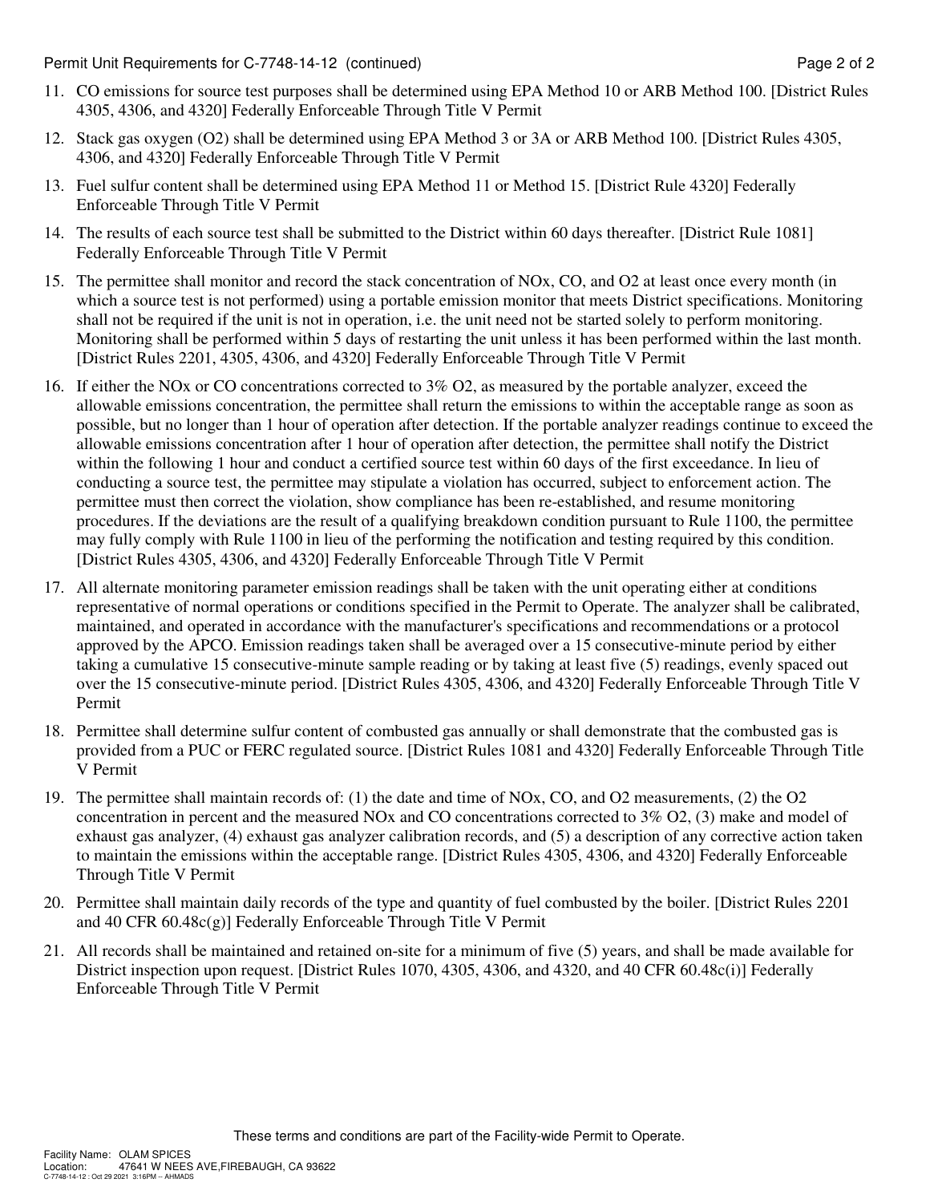11. CO emissions for source test purposes shall be determined using EPA Method 10 or ARB Method 100. [District Rules 4305, 4306, and 4320] Federally Enforceable Through Title V Permit
12. Stack gas oxygen ($O_2$) shall be determined using EPA Method 3 or 3A or ARB Method 100. [District Rules 4305, 4306, and 4320] Federally Enforceable Through Title V Permit
13. Fuel sulfur content shall be determined using EPA Method 11 or Method 15. [District Rule 4320] Federally Enforceable Through Title V Permit
14. The results of each source test shall be submitted to the District within 60 days thereafter. [District Rule 1081] Federally Enforceable Through Title V Permit
15. The permittee shall monitor and record the stack concentration of $NO_x$, CO, and $O_2$ at least once every month (in which a source test is not performed) using a portable emission monitor that meets District specifications. Monitoring shall not be required if the unit is not in operation, i.e. the unit need not be started solely to perform monitoring. Monitoring shall be performed within 5 days of restarting the unit unless it has been performed within the last month. [District Rules 2201, 4305, 4306, and 4320] Federally Enforceable Through Title V Permit
16. If either the $NO_x$ or CO concentrations corrected to 3% $O_2$, as measured by the portable analyzer, exceed the allowable emissions concentration, the permittee shall return the emissions to within the acceptable range as soon as possible, but no longer than 1 hour of operation after detection. If the portable analyzer readings continue to exceed the allowable emissions concentration after 1 hour of operation after detection, the permittee shall notify the District within the following 1 hour and conduct a certified source test within 60 days of the first exceedance. In lieu of conducting a source test, the permittee may stipulate a violation has occurred, subject to enforcement action. The permittee must then correct the violation, show compliance has been re-established, and resume monitoring procedures. If the deviations are the result of a qualifying breakdown condition pursuant to Rule 1100, the permittee may fully comply with Rule 1100 in lieu of the performing the notification and testing required by this condition. [District Rules 4305, 4306, and 4320] Federally Enforceable Through Title V Permit
17. All alternate monitoring parameter emission readings shall be taken with the unit operating either at conditions representative of normal operations or conditions specified in the Permit to Operate. The analyzer shall be calibrated, maintained, and operated in accordance with the manufacturer's specifications and recommendations or a protocol approved by the APCO. Emission readings taken shall be averaged over a 15 consecutive-minute period by either taking a cumulative 15 consecutive-minute sample reading or by taking at least five (5) readings, evenly spaced out over the 15 consecutive-minute period. [District Rules 4305, 4306, and 4320] Federally Enforceable Through Title V Permit
18. Permittee shall determine sulfur content of combusted gas annually or shall demonstrate that the combusted gas is provided from a PUC or FERC regulated source. [District Rules 1081 and 4320] Federally Enforceable Through Title V Permit
19. The permittee shall maintain records of: (1) the date and time of $NO_x$, CO, and $O_2$ measurements, (2) the $O_2$ concentration in percent and the measured $NO_x$ and CO concentrations corrected to 3% $O_2$, (3) make and model of exhaust gas analyzer, (4) exhaust gas analyzer calibration records, and (5) a description of any corrective action taken to maintain the emissions within the acceptable range. [District Rules 4305, 4306, and 4320] Federally Enforceable Through Title V Permit
20. Permittee shall maintain daily records of the type and quantity of fuel combusted by the boiler. [District Rules 2201 and 40 CFR 60.48c(g)] Federally Enforceable Through Title V Permit
21. All records shall be maintained and retained on-site for a minimum of five (5) years, and shall be made available for District inspection upon request. [District Rules 1070, 4305, 4306, and 4320, and 40 CFR 60.48c(i)] Federally Enforceable Through Title V Permit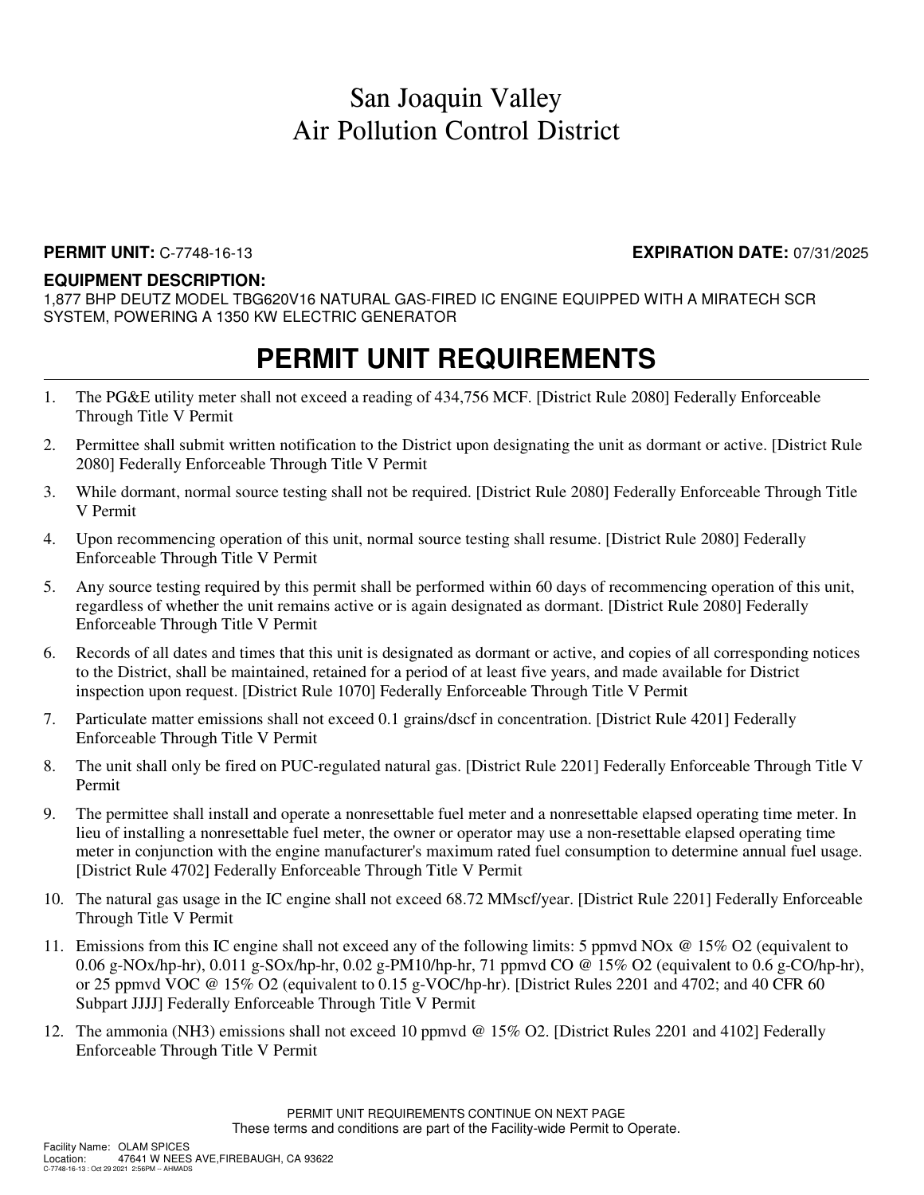# San Joaquin Valley
# Air Pollution Control District

**PERMIT UNIT:** C-7748-16-13 **EXPIRATION DATE:** 07/31/2025

**EQUIPMENT DESCRIPTION:**
1,877 BHP DEUTZ MODEL TBG620V16 NATURAL GAS-FIRED IC ENGINE EQUIPPED WITH A MIRATECH SCR SYSTEM, POWERING A 1350 KW ELECTRIC GENERATOR

## PERMIT UNIT REQUIREMENTS

1. The PG&E utility meter shall not exceed a reading of 434,756 MCF. [District Rule 2080] Federally Enforceable Through Title V Permit
2. Permittee shall submit written notification to the District upon designating the unit as dormant or active. [District Rule 2080] Federally Enforceable Through Title V Permit
3. While dormant, normal source testing shall not be required. [District Rule 2080] Federally Enforceable Through Title V Permit
4. Upon recommencing operation of this unit, normal source testing shall resume. [District Rule 2080] Federally Enforceable Through Title V Permit
5. Any source testing required by this permit shall be performed within 60 days of recommencing operation of this unit, regardless of whether the unit remains active or is again designated as dormant. [District Rule 2080] Federally Enforceable Through Title V Permit
6. Records of all dates and times that this unit is designated as dormant or active, and copies of all corresponding notices to the District, shall be maintained, retained for a period of at least five years, and made available for District inspection upon request. [District Rule 1070] Federally Enforceable Through Title V Permit
7. Particulate matter emissions shall not exceed 0.1 grains/dscf in concentration. [District Rule 4201] Federally Enforceable Through Title V Permit
8. The unit shall only be fired on PUC-regulated natural gas. [District Rule 2201] Federally Enforceable Through Title V Permit
9. The permittee shall install and operate a nonresettable fuel meter and a nonresettable elapsed operating time meter. In lieu of installing a nonresettable fuel meter, the owner or operator may use a non-resettable elapsed operating time meter in conjunction with the engine manufacturer's maximum rated fuel consumption to determine annual fuel usage. [District Rule 4702] Federally Enforceable Through Title V Permit
10. The natural gas usage in the IC engine shall not exceed 68.72 MMscf/year. [District Rule 2201] Federally Enforceable Through Title V Permit
11. Emissions from this IC engine shall not exceed any of the following limits: 5 ppmvd NOx @ 15% O2 (equivalent to 0.06 g-NOx/hp-hr), 0.011 g-SOx/hp-hr, 0.02 g-PM10/hp-hr, 71 ppmvd CO @ 15% O2 (equivalent to 0.6 g-CO/hp-hr), or 25 ppmvd VOC @ 15% O2 (equivalent to 0.15 g-VOC/hp-hr). [District Rules 2201 and 4702; and 40 CFR 60 Subpart JJJJ] Federally Enforceable Through Title V Permit
12. The ammonia (NH3) emissions shall not exceed 10 ppmvd @ 15% O2. [District Rules 2201 and 4102] Federally Enforceable Through Title V Permit

PERMIT UNIT REQUIREMENTS CONTINUE ON NEXT PAGE
These terms and conditions are part of the Facility-wide Permit to Operate.

Facility Name: OLAM SPICES
Location: 47641 W NEES AVE,FIREBAUGH, CA 93622
C-7748-16-13 : Oct 29 2021 2:56PM -- AHMADS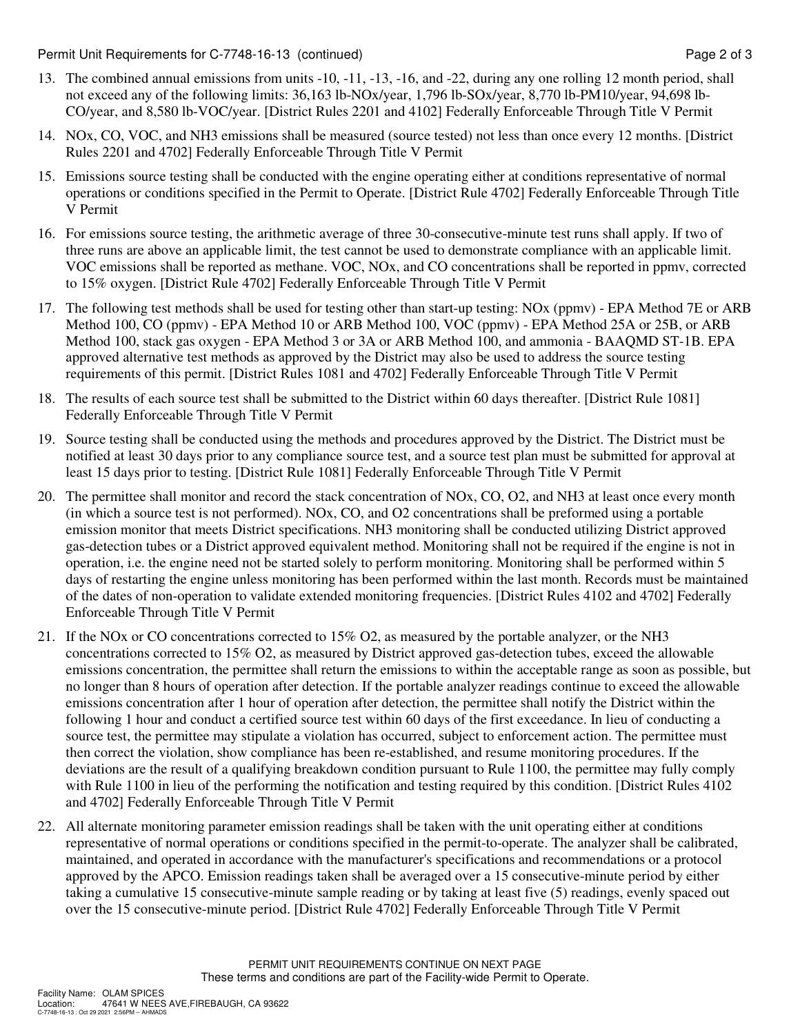13. The combined annual emissions from units -10, -11, -13, -16, and -22, during any one rolling 12 month period, shall not exceed any of the following limits: 36,163 lb-NOx/year, 1,796 lb-SOx/year, 8,770 lb-PM10/year, 94,698 lb-CO/year, and 8,580 lb-VOC/year. [District Rules 2201 and 4102] Federally Enforceable Through Title V Permit

14. NOx, CO, VOC, and NH3 emissions shall be measured (source tested) not less than once every 12 months. [District Rules 2201 and 4702] Federally Enforceable Through Title V Permit

15. Emissions source testing shall be conducted with the engine operating either at conditions representative of normal operations or conditions specified in the Permit to Operate. [District Rule 4702] Federally Enforceable Through Title V Permit

16. For emissions source testing, the arithmetic average of three 30-consecutive-minute test runs shall apply. If two of three runs are above an applicable limit, the test cannot be used to demonstrate compliance with an applicable limit. VOC emissions shall be reported as methane. VOC, NOx, and CO concentrations shall be reported in ppmv, corrected to 15% oxygen. [District Rule 4702] Federally Enforceable Through Title V Permit

17. The following test methods shall be used for testing other than start-up testing: NOx (ppmv) - EPA Method 7E or ARB Method 100, CO (ppmv) - EPA Method 10 or ARB Method 100, VOC (ppmv) - EPA Method 25A or 25B, or ARB Method 100, stack gas oxygen - EPA Method 3 or 3A or ARB Method 100, and ammonia - BAAQMD ST-1B. EPA approved alternative test methods as approved by the District may also be used to address the source testing requirements of this permit. [District Rules 1081 and 4702] Federally Enforceable Through Title V Permit

18. The results of each source test shall be submitted to the District within 60 days thereafter. [District Rule 1081] Federally Enforceable Through Title V Permit

19. Source testing shall be conducted using the methods and procedures approved by the District. The District must be notified at least 30 days prior to any compliance source test, and a source test plan must be submitted for approval at least 15 days prior to testing. [District Rule 1081] Federally Enforceable Through Title V Permit

20. The permittee shall monitor and record the stack concentration of NOx, CO, O2, and NH3 at least once every month (in which a source test is not performed). NOx, CO, and O2 concentrations shall be preformed using a portable emission monitor that meets District specifications. NH3 monitoring shall be conducted utilizing District approved gas-detection tubes or a District approved equivalent method. Monitoring shall not be required if the engine is not in operation, i.e. the engine need not be started solely to perform monitoring. Monitoring shall be performed within 5 days of restarting the engine unless monitoring has been performed within the last month. Records must be maintained of the dates of non-operation to validate extended monitoring frequencies. [District Rules 4102 and 4702] Federally Enforceable Through Title V Permit

21. If the NOx or CO concentrations corrected to 15% O2, as measured by the portable analyzer, or the NH3 concentrations corrected to 15% O2, as measured by District approved gas-detection tubes, exceed the allowable emissions concentration, the permittee shall return the emissions to within the acceptable range as soon as possible, but no longer than 8 hours of operation after detection. If the portable analyzer readings continue to exceed the allowable emissions concentration after 1 hour of operation after detection, the permittee shall notify the District within the following 1 hour and conduct a certified source test within 60 days of the first exceedance. In lieu of conducting a source test, the permittee may stipulate a violation has occurred, subject to enforcement action. The permittee must then correct the violation, show compliance has been re-established, and resume monitoring procedures. If the deviations are the result of a qualifying breakdown condition pursuant to Rule 1100, the permittee may fully comply with Rule 1100 in lieu of the performing the notification and testing required by this condition. [District Rules 4102 and 4702] Federally Enforceable Through Title V Permit

22. All alternate monitoring parameter emission readings shall be taken with the unit operating either at conditions representative of normal operations or conditions specified in the permit-to-operate. The analyzer shall be calibrated, maintained, and operated in accordance with the manufacturer's specifications and recommendations or a protocol approved by the APCO. Emission readings taken shall be averaged over a 15 consecutive-minute period by either taking a cumulative 15 consecutive-minute sample reading or by taking at least five (5) readings, evenly spaced out over the 15 consecutive-minute period. [District Rule 4702] Federally Enforceable Through Title V Permit

PERMIT UNIT REQUIREMENTS CONTINUE ON NEXT PAGE
These terms and conditions are part of the Facility-wide Permit to Operate.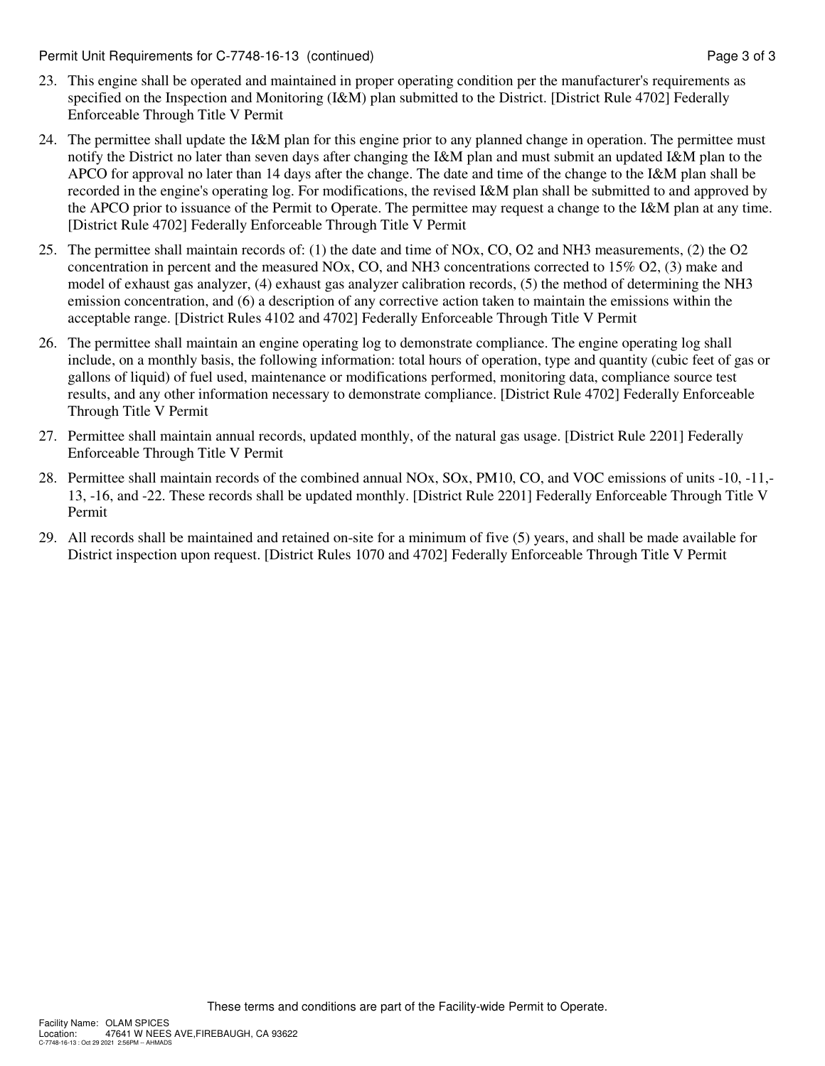23. This engine shall be operated and maintained in proper operating condition per the manufacturer's requirements as specified on the Inspection and Monitoring (I&M) plan submitted to the District. [District Rule 4702] Federally Enforceable Through Title V Permit

24. The permittee shall update the I&M plan for this engine prior to any planned change in operation. The permittee must notify the District no later than seven days after changing the I&M plan and must submit an updated I&M plan to the APCO for approval no later than 14 days after the change. The date and time of the change to the I&M plan shall be recorded in the engine's operating log. For modifications, the revised I&M plan shall be submitted to and approved by the APCO prior to issuance of the Permit to Operate. The permittee may request a change to the I&M plan at any time. [District Rule 4702] Federally Enforceable Through Title V Permit

25. The permittee shall maintain records of: (1) the date and time of NOx, CO, O2 and NH3 measurements, (2) the O2 concentration in percent and the measured NOx, CO, and NH3 concentrations corrected to 15% O2, (3) make and model of exhaust gas analyzer, (4) exhaust gas analyzer calibration records, (5) the method of determining the NH3 emission concentration, and (6) a description of any corrective action taken to maintain the emissions within the acceptable range. [District Rules 4102 and 4702] Federally Enforceable Through Title V Permit

26. The permittee shall maintain an engine operating log to demonstrate compliance. The engine operating log shall include, on a monthly basis, the following information: total hours of operation, type and quantity (cubic feet of gas or gallons of liquid) of fuel used, maintenance or modifications performed, monitoring data, compliance source test results, and any other information necessary to demonstrate compliance. [District Rule 4702] Federally Enforceable Through Title V Permit

27. Permittee shall maintain annual records, updated monthly, of the natural gas usage. [District Rule 2201] Federally Enforceable Through Title V Permit

28. Permittee shall maintain records of the combined annual NOx, SOx, PM10, CO, and VOC emissions of units -10, -11,-13, -16, and -22. These records shall be updated monthly. [District Rule 2201] Federally Enforceable Through Title V Permit

29. All records shall be maintained and retained on-site for a minimum of five (5) years, and shall be made available for District inspection upon request. [District Rules 1070 and 4702] Federally Enforceable Through Title V Permit

These terms and conditions are part of the Facility-wide Permit to Operate.

Facility Name: OLAM SPICES
Location: 47641 W NEES AVE,FIREBAUGH, CA 93622
C-7748-16-13 : Oct 29 2021 2:56PM -- AHMADS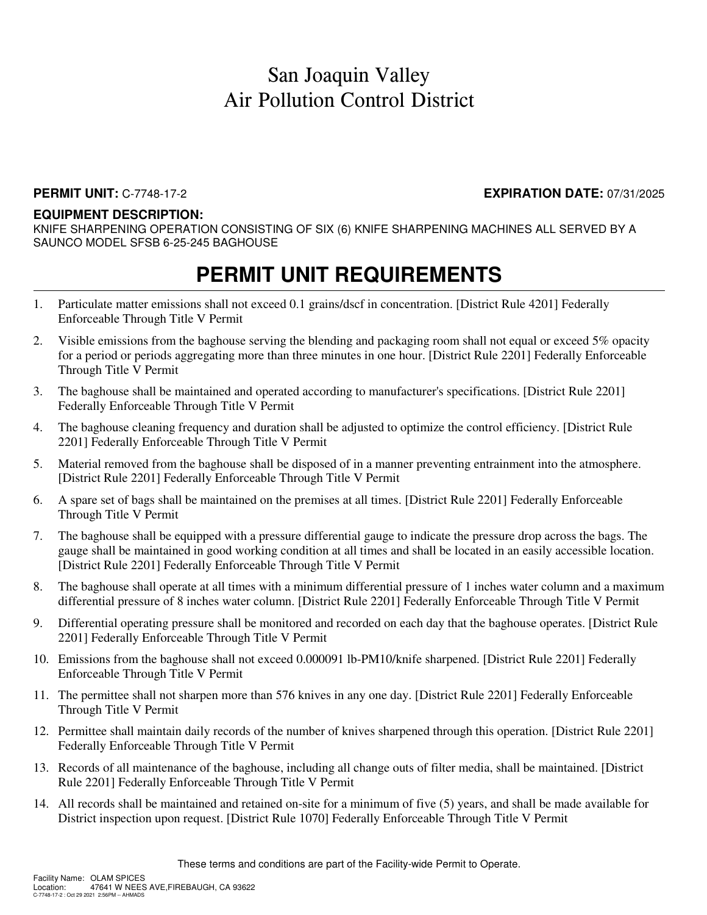# San Joaquin Valley
# Air Pollution Control District

**PERMIT UNIT:** C-7748-17-2 **EXPIRATION DATE:** 07/31/2025

**EQUIPMENT DESCRIPTION:**
KNIFE SHARPENING OPERATION CONSISTING OF SIX (6) KNIFE SHARPENING MACHINES ALL SERVED BY A SAUNCO MODEL SFSB 6-25-245 BAGHOUSE

## PERMIT UNIT REQUIREMENTS

1. Particulate matter emissions shall not exceed 0.1 grains/dscf in concentration. [District Rule 4201] Federally Enforceable Through Title V Permit
2. Visible emissions from the baghouse serving the blending and packaging room shall not equal or exceed 5% opacity for a period or periods aggregating more than three minutes in one hour. [District Rule 2201] Federally Enforceable Through Title V Permit
3. The baghouse shall be maintained and operated according to manufacturer's specifications. [District Rule 2201] Federally Enforceable Through Title V Permit
4. The baghouse cleaning frequency and duration shall be adjusted to optimize the control efficiency. [District Rule 2201] Federally Enforceable Through Title V Permit
5. Material removed from the baghouse shall be disposed of in a manner preventing entrainment into the atmosphere. [District Rule 2201] Federally Enforceable Through Title V Permit
6. A spare set of bags shall be maintained on the premises at all times. [District Rule 2201] Federally Enforceable Through Title V Permit
7. The baghouse shall be equipped with a pressure differential gauge to indicate the pressure drop across the bags. The gauge shall be maintained in good working condition at all times and shall be located in an easily accessible location. [District Rule 2201] Federally Enforceable Through Title V Permit
8. The baghouse shall operate at all times with a minimum differential pressure of 1 inches water column and a maximum differential pressure of 8 inches water column. [District Rule 2201] Federally Enforceable Through Title V Permit
9. Differential operating pressure shall be monitored and recorded on each day that the baghouse operates. [District Rule 2201] Federally Enforceable Through Title V Permit
10. Emissions from the baghouse shall not exceed 0.000091 lb-PM10/knife sharpened. [District Rule 2201] Federally Enforceable Through Title V Permit
11. The permittee shall not sharpen more than 576 knives in any one day. [District Rule 2201] Federally Enforceable Through Title V Permit
12. Permittee shall maintain daily records of the number of knives sharpened through this operation. [District Rule 2201] Federally Enforceable Through Title V Permit
13. Records of all maintenance of the baghouse, including all change outs of filter media, shall be maintained. [District Rule 2201] Federally Enforceable Through Title V Permit
14. All records shall be maintained and retained on-site for a minimum of five (5) years, and shall be made available for District inspection upon request. [District Rule 1070] Federally Enforceable Through Title V Permit

These terms and conditions are part of the Facility-wide Permit to Operate.

Facility Name: OLAM SPICES
Location: 47641 W NEES AVE,FIREBAUGH, CA 93622
C-7748-17-2 : Oct 29 2021 2:56PM -- AHMADS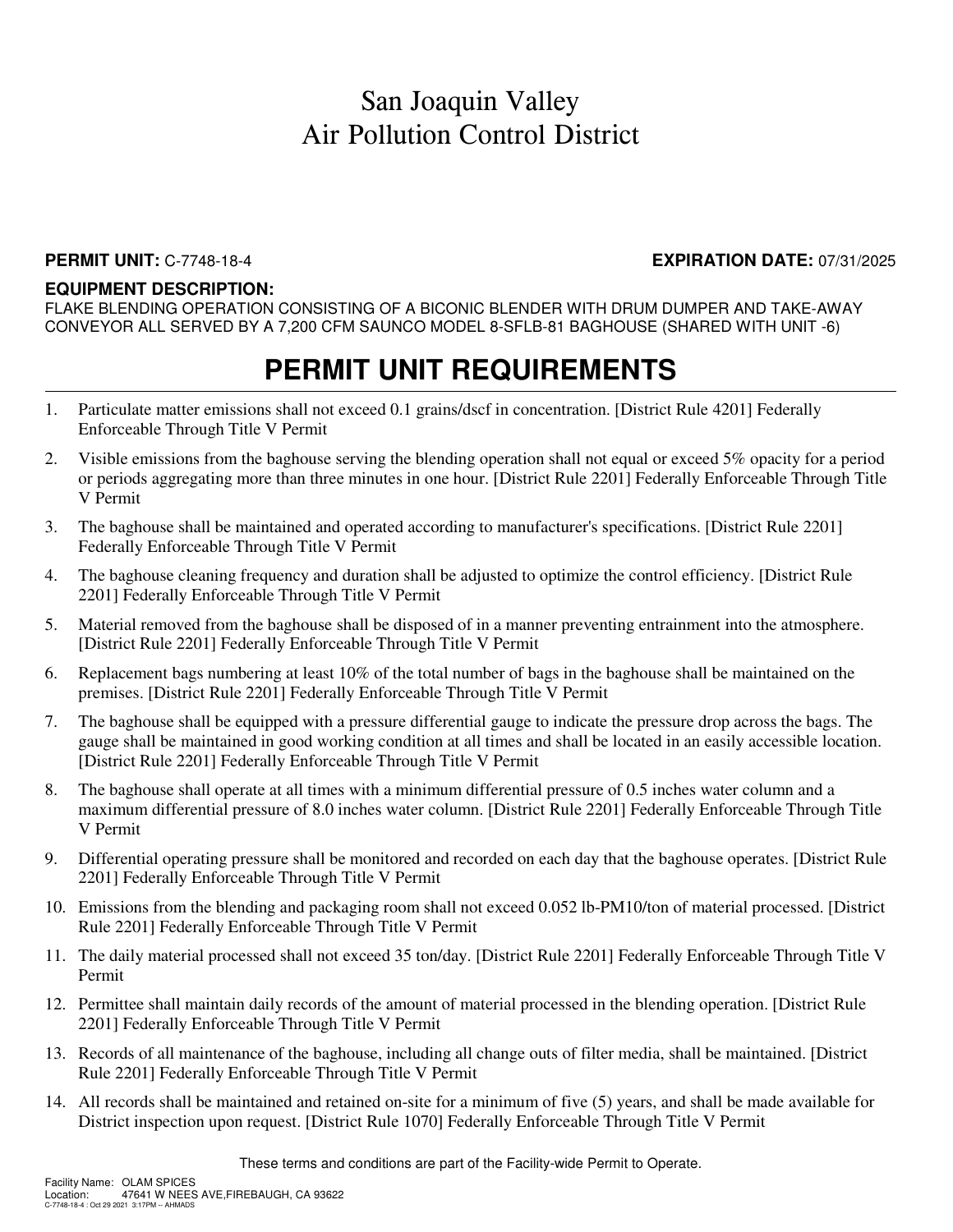# San Joaquin Valley
# Air Pollution Control District

**PERMIT UNIT:** C-7748-18-4 **EXPIRATION DATE:** 07/31/2025

**EQUIPMENT DESCRIPTION:**
FLAKE BLENDING OPERATION CONSISTING OF A BICONIC BLENDER WITH DRUM DUMPER AND TAKE-AWAY CONVEYOR ALL SERVED BY A 7,200 CFM SAUNCO MODEL 8-SFLB-81 BAGHOUSE (SHARED WITH UNIT -6)

## PERMIT UNIT REQUIREMENTS

1. Particulate matter emissions shall not exceed 0.1 grains/dscf in concentration. [District Rule 4201] Federally Enforceable Through Title V Permit
2. Visible emissions from the baghouse serving the blending operation shall not equal or exceed 5% opacity for a period or periods aggregating more than three minutes in one hour. [District Rule 2201] Federally Enforceable Through Title V Permit
3. The baghouse shall be maintained and operated according to manufacturer's specifications. [District Rule 2201] Federally Enforceable Through Title V Permit
4. The baghouse cleaning frequency and duration shall be adjusted to optimize the control efficiency. [District Rule 2201] Federally Enforceable Through Title V Permit
5. Material removed from the baghouse shall be disposed of in a manner preventing entrainment into the atmosphere. [District Rule 2201] Federally Enforceable Through Title V Permit
6. Replacement bags numbering at least 10% of the total number of bags in the baghouse shall be maintained on the premises. [District Rule 2201] Federally Enforceable Through Title V Permit
7. The baghouse shall be equipped with a pressure differential gauge to indicate the pressure drop across the bags. The gauge shall be maintained in good working condition at all times and shall be located in an easily accessible location. [District Rule 2201] Federally Enforceable Through Title V Permit
8. The baghouse shall operate at all times with a minimum differential pressure of 0.5 inches water column and a maximum differential pressure of 8.0 inches water column. [District Rule 2201] Federally Enforceable Through Title V Permit
9. Differential operating pressure shall be monitored and recorded on each day that the baghouse operates. [District Rule 2201] Federally Enforceable Through Title V Permit
10. Emissions from the blending and packaging room shall not exceed 0.052 lb-PM10/ton of material processed. [District Rule 2201] Federally Enforceable Through Title V Permit
11. The daily material processed shall not exceed 35 ton/day. [District Rule 2201] Federally Enforceable Through Title V Permit
12. Permittee shall maintain daily records of the amount of material processed in the blending operation. [District Rule 2201] Federally Enforceable Through Title V Permit
13. Records of all maintenance of the baghouse, including all change outs of filter media, shall be maintained. [District Rule 2201] Federally Enforceable Through Title V Permit
14. All records shall be maintained and retained on-site for a minimum of five (5) years, and shall be made available for District inspection upon request. [District Rule 1070] Federally Enforceable Through Title V Permit

These terms and conditions are part of the Facility-wide Permit to Operate.

Facility Name: OLAM SPICES
Location: 47641 W NEES AVE,FIREBAUGH, CA 93622
C-7748-18-4 : Oct 29 2021 3:17PM -- AHMADS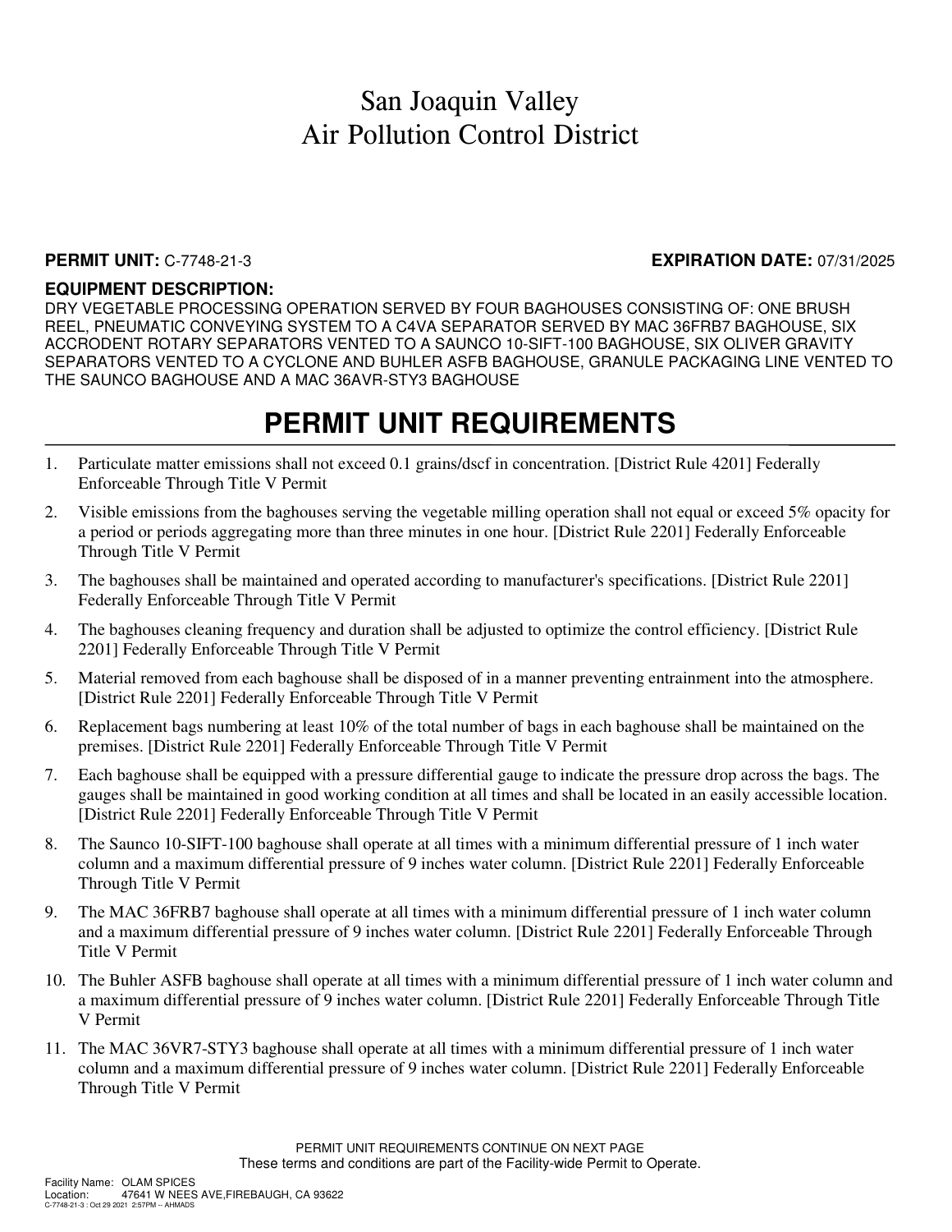# San Joaquin Valley
# Air Pollution Control District

**PERMIT UNIT:** C-7748-21-3 **EXPIRATION DATE:** 07/31/2025

**EQUIPMENT DESCRIPTION:**
DRY VEGETABLE PROCESSING OPERATION SERVED BY FOUR BAGHOUSES CONSISTING OF: ONE BRUSH REEL, PNEUMATIC CONVEYING SYSTEM TO A C4VA SEPARATOR SERVED BY MAC 36FRB7 BAGHOUSE, SIX ACCRODENT ROTARY SEPARATORS VENTED TO A SAUNCO 10-SIFT-100 BAGHOUSE, SIX OLIVER GRAVITY SEPARATORS VENTED TO A CYCLONE AND BUHLER ASFB BAGHOUSE, GRANULE PACKAGING LINE VENTED TO THE SAUNCO BAGHOUSE AND A MAC 36AVR-STY3 BAGHOUSE

## PERMIT UNIT REQUIREMENTS

1. Particulate matter emissions shall not exceed 0.1 grains/dscf in concentration. [District Rule 4201] Federally Enforceable Through Title V Permit
2. Visible emissions from the baghouses serving the vegetable milling operation shall not equal or exceed 5% opacity for a period or periods aggregating more than three minutes in one hour. [District Rule 2201] Federally Enforceable Through Title V Permit
3. The baghouses shall be maintained and operated according to manufacturer's specifications. [District Rule 2201] Federally Enforceable Through Title V Permit
4. The baghouses cleaning frequency and duration shall be adjusted to optimize the control efficiency. [District Rule 2201] Federally Enforceable Through Title V Permit
5. Material removed from each baghouse shall be disposed of in a manner preventing entrainment into the atmosphere. [District Rule 2201] Federally Enforceable Through Title V Permit
6. Replacement bags numbering at least 10% of the total number of bags in each baghouse shall be maintained on the premises. [District Rule 2201] Federally Enforceable Through Title V Permit
7. Each baghouse shall be equipped with a pressure differential gauge to indicate the pressure drop across the bags. The gauges shall be maintained in good working condition at all times and shall be located in an easily accessible location. [District Rule 2201] Federally Enforceable Through Title V Permit
8. The Saunco 10-SIFT-100 baghouse shall operate at all times with a minimum differential pressure of 1 inch water column and a maximum differential pressure of 9 inches water column. [District Rule 2201] Federally Enforceable Through Title V Permit
9. The MAC 36FRB7 baghouse shall operate at all times with a minimum differential pressure of 1 inch water column and a maximum differential pressure of 9 inches water column. [District Rule 2201] Federally Enforceable Through Title V Permit
10. The Buhler ASFB baghouse shall operate at all times with a minimum differential pressure of 1 inch water column and a maximum differential pressure of 9 inches water column. [District Rule 2201] Federally Enforceable Through Title V Permit
11. The MAC 36VR7-STY3 baghouse shall operate at all times with a minimum differential pressure of 1 inch water column and a maximum differential pressure of 9 inches water column. [District Rule 2201] Federally Enforceable Through Title V Permit

PERMIT UNIT REQUIREMENTS CONTINUE ON NEXT PAGE
These terms and conditions are part of the Facility-wide Permit to Operate.

Facility Name: OLAM SPICES
Location: 47641 W NEES AVE,FIREBAUGH, CA 93622
C-7748-21-3 : Oct 29 2021 2:57PM -- AHMADS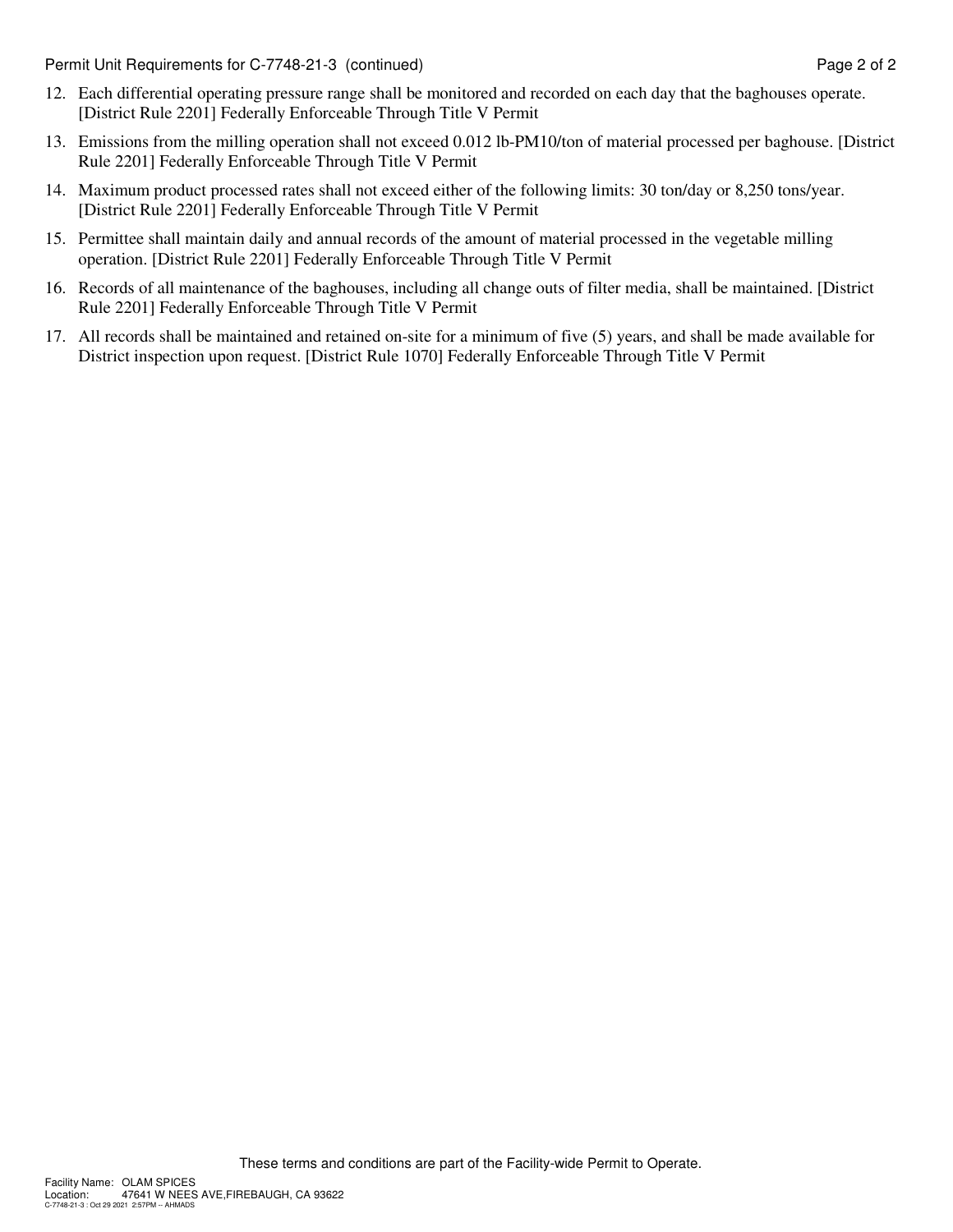12. Each differential operating pressure range shall be monitored and recorded on each day that the baghouses operate. [District Rule 2201] Federally Enforceable Through Title V Permit
13. Emissions from the milling operation shall not exceed 0.012 lb-PM10/ton of material processed per baghouse. [District Rule 2201] Federally Enforceable Through Title V Permit
14. Maximum product processed rates shall not exceed either of the following limits: 30 ton/day or 8,250 tons/year. [District Rule 2201] Federally Enforceable Through Title V Permit
15. Permittee shall maintain daily and annual records of the amount of material processed in the vegetable milling operation. [District Rule 2201] Federally Enforceable Through Title V Permit
16. Records of all maintenance of the baghouses, including all change outs of filter media, shall be maintained. [District Rule 2201] Federally Enforceable Through Title V Permit
17. All records shall be maintained and retained on-site for a minimum of five (5) years, and shall be made available for District inspection upon request. [District Rule 1070] Federally Enforceable Through Title V Permit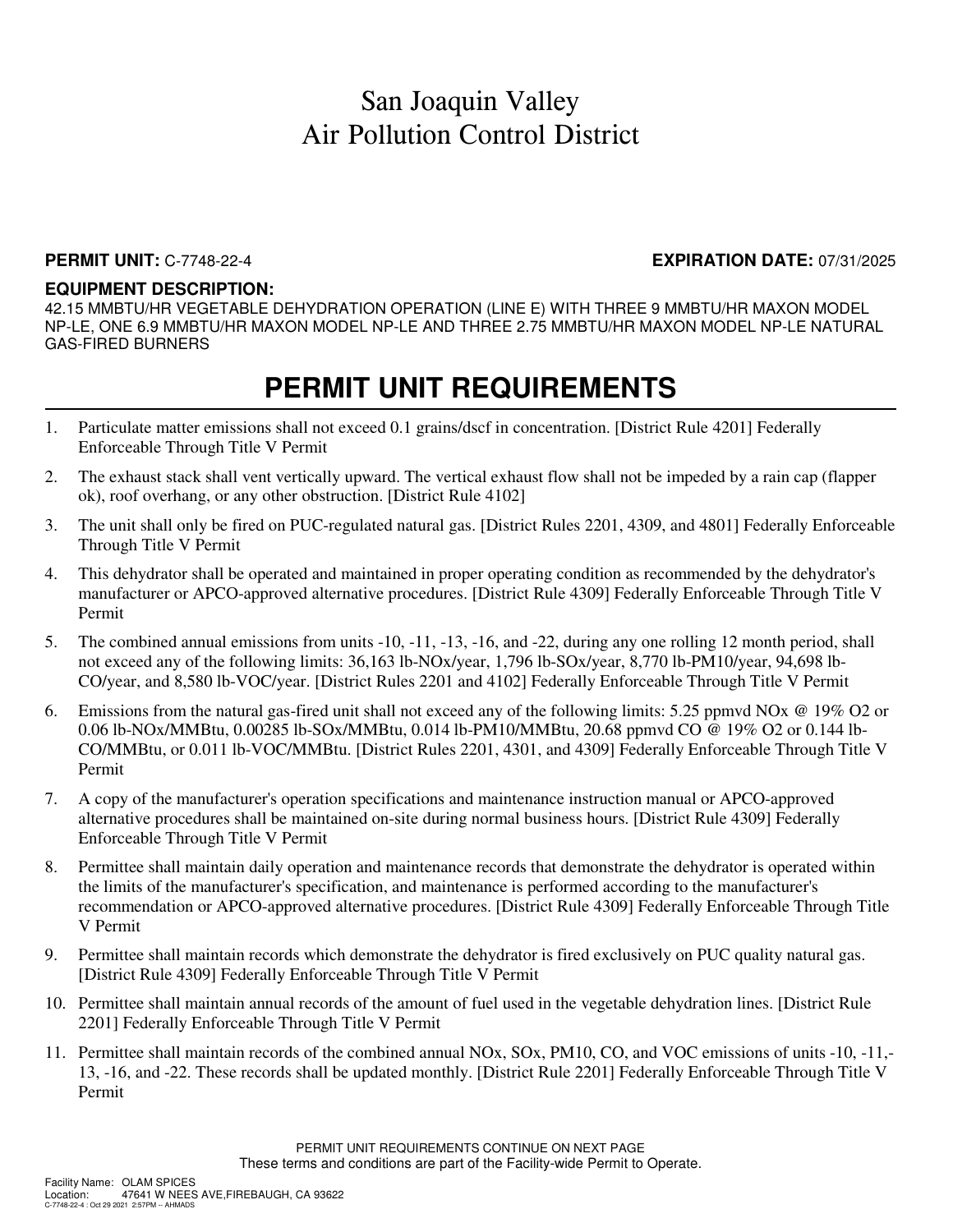# San Joaquin Valley
# Air Pollution Control District

**PERMIT UNIT:** C-7748-22-4 **EXPIRATION DATE:** 07/31/2025

**EQUIPMENT DESCRIPTION:**
42.15 MMBTU/HR VEGETABLE DEHYDRATION OPERATION (LINE E) WITH THREE 9 MMBTU/HR MAXON MODEL NP-LE, ONE 6.9 MMBTU/HR MAXON MODEL NP-LE AND THREE 2.75 MMBTU/HR MAXON MODEL NP-LE NATURAL GAS-FIRED BURNERS

## PERMIT UNIT REQUIREMENTS

1. Particulate matter emissions shall not exceed 0.1 grains/dscf in concentration. [District Rule 4201] Federally Enforceable Through Title V Permit
2. The exhaust stack shall vent vertically upward. The vertical exhaust flow shall not be impeded by a rain cap (flapper ok), roof overhang, or any other obstruction. [District Rule 4102]
3. The unit shall only be fired on PUC-regulated natural gas. [District Rules 2201, 4309, and 4801] Federally Enforceable Through Title V Permit
4. This dehydrator shall be operated and maintained in proper operating condition as recommended by the dehydrator's manufacturer or APCO-approved alternative procedures. [District Rule 4309] Federally Enforceable Through Title V Permit
5. The combined annual emissions from units -10, -11, -13, -16, and -22, during any one rolling 12 month period, shall not exceed any of the following limits: 36,163 lb-NOx/year, 1,796 lb-SOx/year, 8,770 lb-PM10/year, 94,698 lb-CO/year, and 8,580 lb-VOC/year. [District Rules 2201 and 4102] Federally Enforceable Through Title V Permit
6. Emissions from the natural gas-fired unit shall not exceed any of the following limits: 5.25 ppmvd NOx @ 19% O2 or 0.06 lb-NOx/MMBtu, 0.00285 lb-SOx/MMBtu, 0.014 lb-PM10/MMBtu, 20.68 ppmvd CO @ 19% O2 or 0.144 lb-CO/MMBtu, or 0.011 lb-VOC/MMBtu. [District Rules 2201, 4301, and 4309] Federally Enforceable Through Title V Permit
7. A copy of the manufacturer's operation specifications and maintenance instruction manual or APCO-approved alternative procedures shall be maintained on-site during normal business hours. [District Rule 4309] Federally Enforceable Through Title V Permit
8. Permittee shall maintain daily operation and maintenance records that demonstrate the dehydrator is operated within the limits of the manufacturer's specification, and maintenance is performed according to the manufacturer's recommendation or APCO-approved alternative procedures. [District Rule 4309] Federally Enforceable Through Title V Permit
9. Permittee shall maintain records which demonstrate the dehydrator is fired exclusively on PUC quality natural gas. [District Rule 4309] Federally Enforceable Through Title V Permit
10. Permittee shall maintain annual records of the amount of fuel used in the vegetable dehydration lines. [District Rule 2201] Federally Enforceable Through Title V Permit
11. Permittee shall maintain records of the combined annual NOx, SOx, PM10, CO, and VOC emissions of units -10, -11,-13, -16, and -22. These records shall be updated monthly. [District Rule 2201] Federally Enforceable Through Title V Permit

PERMIT UNIT REQUIREMENTS CONTINUE ON NEXT PAGE
These terms and conditions are part of the Facility-wide Permit to Operate.

Facility Name: OLAM SPICES
Location: 47641 W NEES AVE,FIREBAUGH, CA 93622
C-7748-22-4 : Oct 29 2021 2:57PM -- AHMADS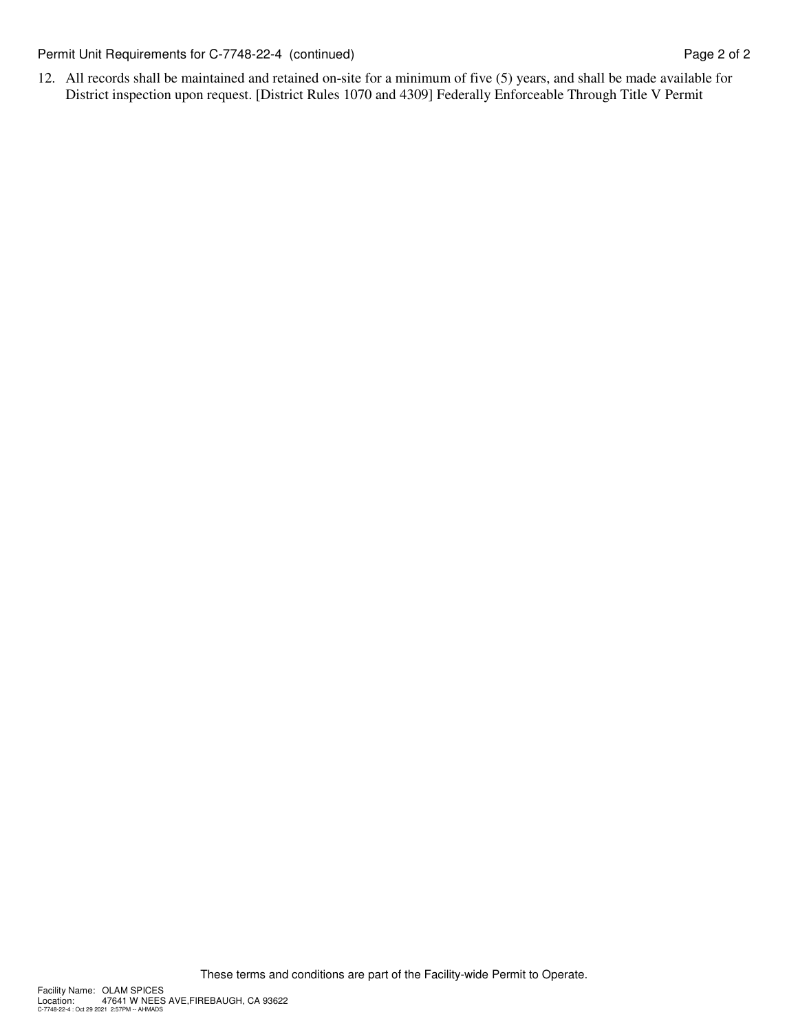12. All records shall be maintained and retained on-site for a minimum of five (5) years, and shall be made available for District inspection upon request. [District Rules 1070 and 4309] Federally Enforceable Through Title V Permit

These terms and conditions are part of the Facility-wide Permit to Operate.

Facility Name: OLAM SPICES
Location: 47641 W NEES AVE,FIREBAUGH, CA 93622
C-7748-22-4 : Oct 29 2021 2:57PM -- AHMADS